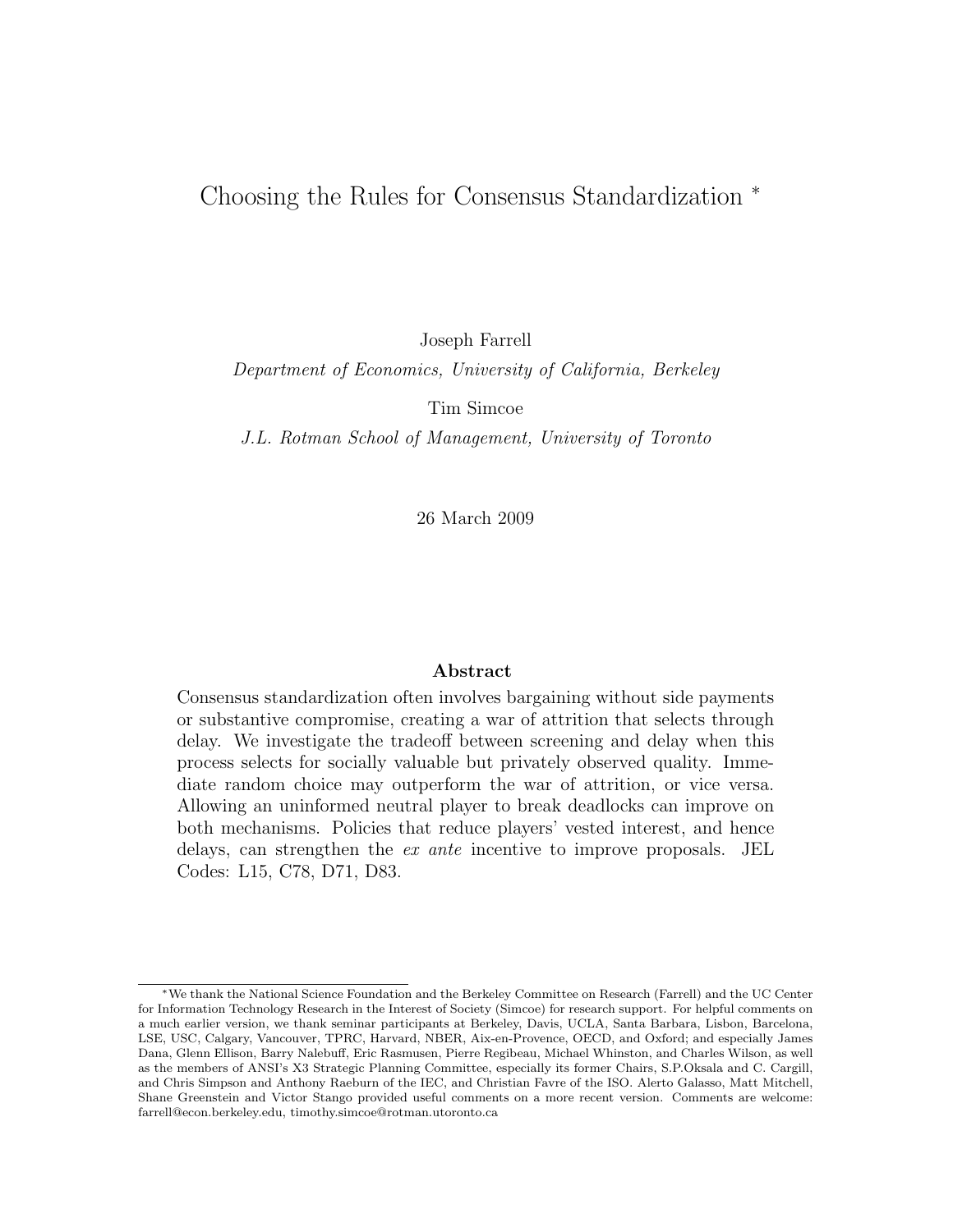# Choosing the Rules for Consensus Standardization *

Joseph Farrell

*Department of Economics, University of California, Berkeley*

Tim Simcoe

*J.L. Rotman School of Management, University of Toronto*

26 March 2009

## Abstract

Consensus standardization often involves bargaining without side payments or substantive compromise, creating a war of attrition that selects through delay. We investigate the tradeoff between screening and delay when this process selects for socially valuable but privately observed quality. Immediate random choice may outperform the war of attrition, or vice versa. Allowing an uninformed neutral player to break deadlocks can improve on both mechanisms. Policies that reduce players' vested interest, and hence delays, can strengthen the *ex ante* incentive to improve proposals. JEL Codes: L15, C78, D71, D83.

*We thank the National Science Foundation and the Berkeley Committee on Research (Farrell) and the UC Center for Information Technology Research in the Interest of Society (Simcoe) for research support. For helpful comments on a much earlier version, we thank seminar participants at Berkeley, Davis, UCLA, Santa Barbara, Lisbon, Barcelona, LSE, USC, Calgary, Vancouver, TPRC, Harvard, NBER, Aix-en-Provence, OECD, and Oxford; and especially James Dana, Glenn Ellison, Barry Nalebuff, Eric Rasmusen, Pierre Regibeau, Michael Whinston, and Charles Wilson, as well as the members of ANSI's X3 Strategic Planning Committee, especially its former Chairs, S.P.Oksala and C. Cargill, and Chris Simpson and Anthony Raeburn of the IEC, and Christian Favre of the ISO. Alerto Galasso, Matt Mitchell, Shane Greenstein and Victor Stango provided useful comments on a more recent version. Comments are welcome: farrell@econ.berkeley.edu, timothy.simcoe@rotman.utoronto.ca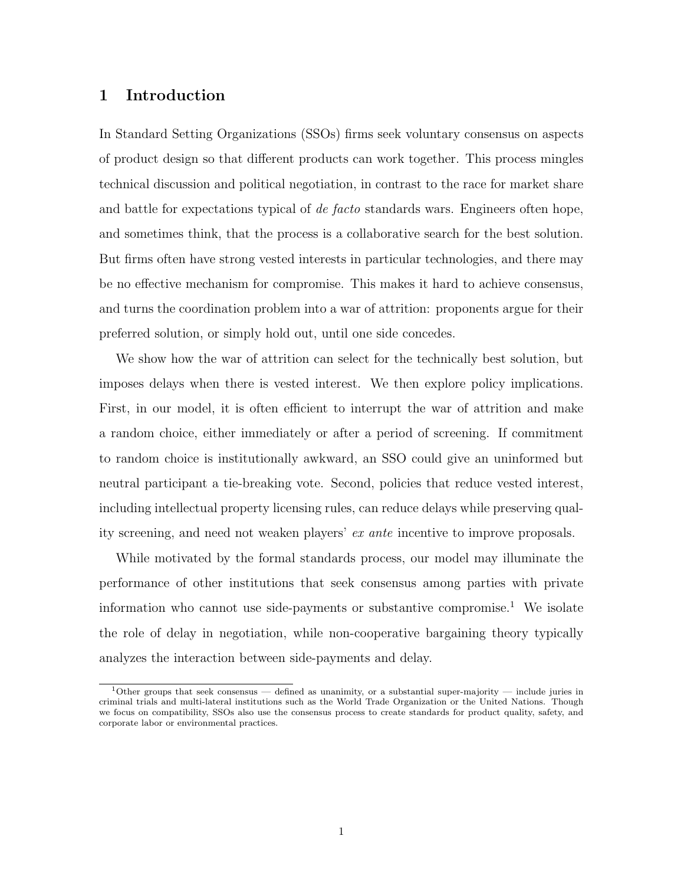# 1 Introduction

In Standard Setting Organizations (SSOs) firms seek voluntary consensus on aspects of product design so that different products can work together. This process mingles technical discussion and political negotiation, in contrast to the race for market share and battle for expectations typical of *de facto* standards wars. Engineers often hope, and sometimes think, that the process is a collaborative search for the best solution. But firms often have strong vested interests in particular technologies, and there may be no effective mechanism for compromise. This makes it hard to achieve consensus, and turns the coordination problem into a war of attrition: proponents argue for their preferred solution, or simply hold out, until one side concedes.

We show how the war of attrition can select for the technically best solution, but imposes delays when there is vested interest. We then explore policy implications. First, in our model, it is often efficient to interrupt the war of attrition and make a random choice, either immediately or after a period of screening. If commitment to random choice is institutionally awkward, an SSO could give an uninformed but neutral participant a tie-breaking vote. Second, policies that reduce vested interest, including intellectual property licensing rules, can reduce delays while preserving quality screening, and need not weaken players' *ex ante* incentive to improve proposals.

While motivated by the formal standards process, our model may illuminate the performance of other institutions that seek consensus among parties with private information who cannot use side-payments or substantive compromise.[1] We isolate the role of delay in negotiation, while non-cooperative bargaining theory typically analyzes the interaction between side-payments and delay.

[1] Other groups that seek consensus — defined as unanimity, or a substantial super-majority — include juries in criminal trials and multi-lateral institutions such as the World Trade Organization or the United Nations. Though we focus on compatibility, SSOs also use the consensus process to create standards for product quality, safety, and corporate labor or environmental practices.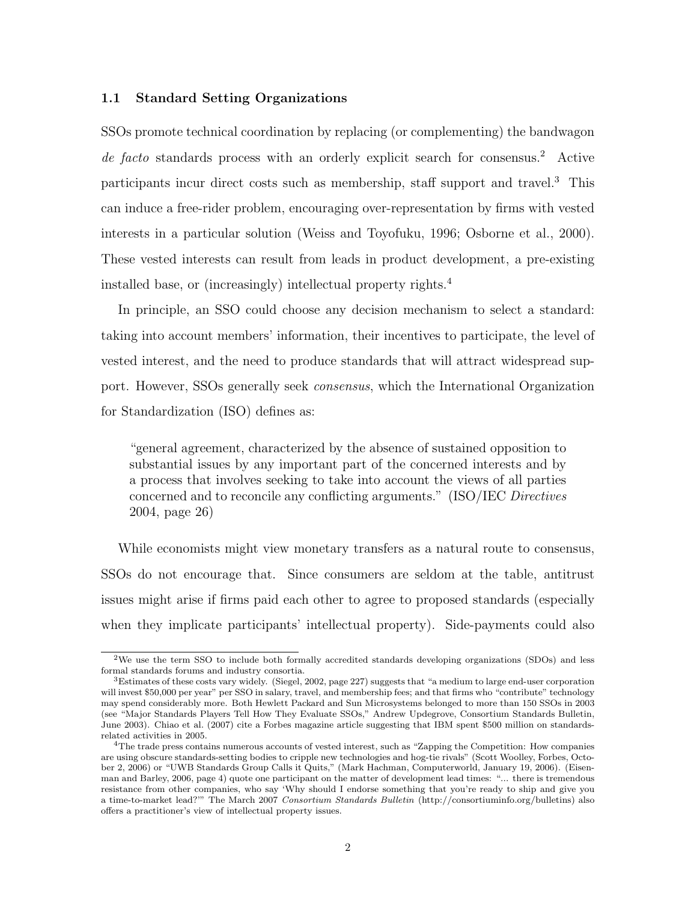### 1.1 Standard Setting Organizations

SSOs promote technical coordination by replacing (or complementing) the bandwagon *de facto* standards process with an orderly explicit search for consensus.[2] Active participants incur direct costs such as membership, staff support and travel.[3] This can induce a free-rider problem, encouraging over-representation by firms with vested interests in a particular solution (Weiss and Toyofuku, 1996; Osborne et al., 2000). These vested interests can result from leads in product development, a pre-existing installed base, or (increasingly) intellectual property rights.[4]

In principle, an SSO could choose any decision mechanism to select a standard: taking into account members' information, their incentives to participate, the level of vested interest, and the need to produce standards that will attract widespread support. However, SSOs generally seek *consensus*, which the International Organization for Standardization (ISO) defines as:

> "general agreement, characterized by the absence of sustained opposition to substantial issues by any important part of the concerned interests and by a process that involves seeking to take into account the views of all parties concerned and to reconcile any conflicting arguments." (ISO/IEC *Directives* 2004, page 26)

While economists might view monetary transfers as a natural route to consensus, SSOs do not encourage that. Since consumers are seldom at the table, antitrust issues might arise if firms paid each other to agree to proposed standards (especially when they implicate participants' intellectual property). Side-payments could also

---

[2] We use the term SSO to include both formally accredited standards developing organizations (SDOs) and less formal standards forums and industry consortia.

[3] Estimates of these costs vary widely. (Siegel, 2002, page 227) suggests that "a medium to large end-user corporation will invest $50,000 per year" per SSO in salary, travel, and membership fees; and that firms who "contribute" technology may spend considerably more. Both Hewlett Packard and Sun Microsystems belonged to more than 150 SSOs in 2003 (see "Major Standards Players Tell How They Evaluate SSOs," Andrew Updegrove, Consortium Standards Bulletin, June 2003). Chiao et al. (2007) cite a Forbes magazine article suggesting that IBM spent $500 million on standards-related activities in 2005.

[4] The trade press contains numerous accounts of vested interest, such as "Zapping the Competition: How companies are using obscure standards-setting bodies to cripple new technologies and hog-tie rivals" (Scott Woolley, Forbes, October 2, 2006) or "UWB Standards Group Calls it Quits," (Mark Hachman, Computerworld, January 19, 2006). (Eisenman and Barley, 2006, page 4) quote one participant on the matter of development lead times: "... there is tremendous resistance from other companies, who say 'Why should I endorse something that you're ready to ship and give you a time-to-market lead?'" The March 2007 *Consortium Standards Bulletin* (http://consortiuminfo.org/bulletins) also offers a practitioner's view of intellectual property issues.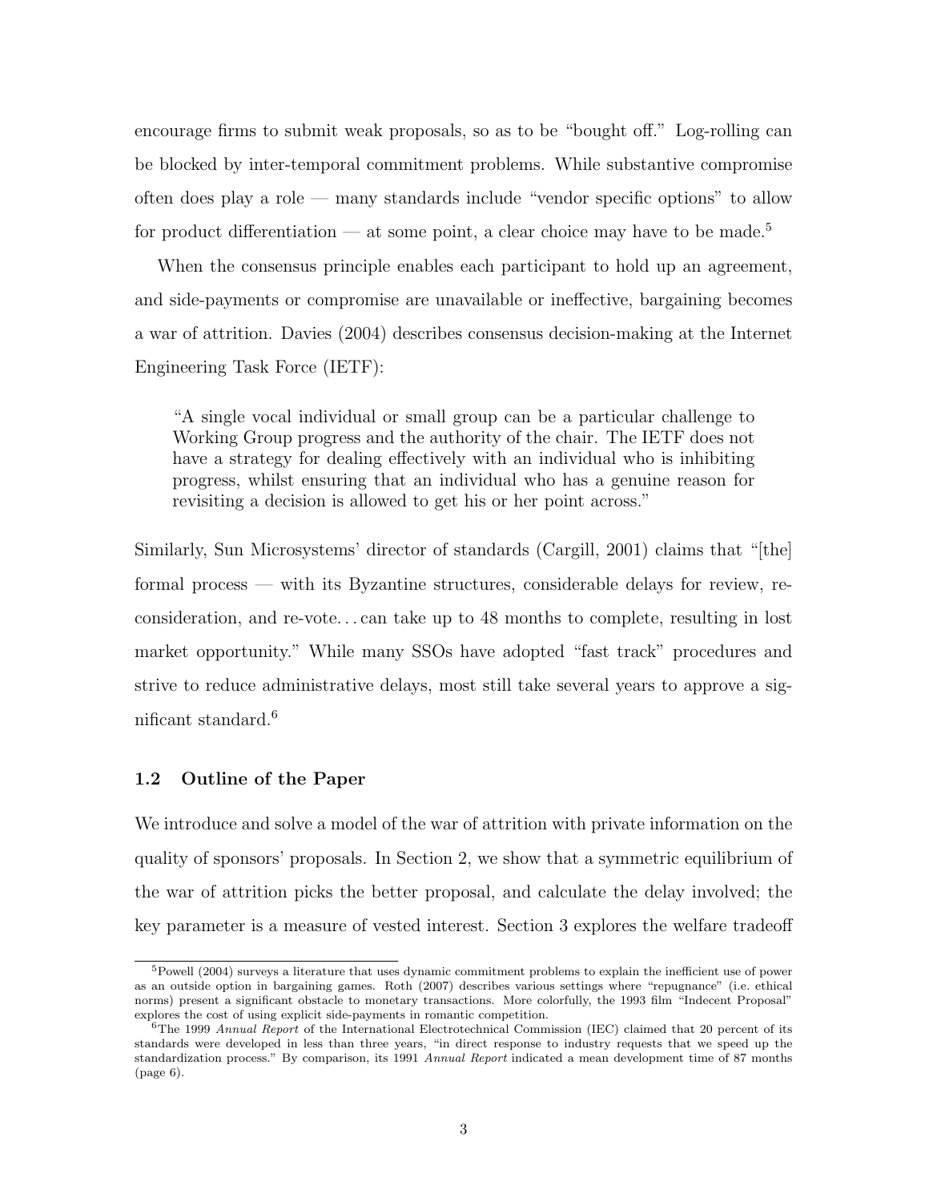encourage firms to submit weak proposals, so as to be "bought off." Log-rolling can be blocked by inter-temporal commitment problems. While substantive compromise often does play a role — many standards include "vendor specific options" to allow for product differentiation — at some point, a clear choice may have to be made.[5]

When the consensus principle enables each participant to hold up an agreement, and side-payments or compromise are unavailable or ineffective, bargaining becomes a war of attrition. Davies (2004) describes consensus decision-making at the Internet Engineering Task Force (IETF):

> "A single vocal individual or small group can be a particular challenge to Working Group progress and the authority of the chair. The IETF does not have a strategy for dealing effectively with an individual who is inhibiting progress, whilst ensuring that an individual who has a genuine reason for revisiting a decision is allowed to get his or her point across."

Similarly, Sun Microsystems' director of standards (Cargill, 2001) claims that "[the] formal process — with its Byzantine structures, considerable delays for review, reconsideration, and re-vote. . . can take up to 48 months to complete, resulting in lost market opportunity." While many SSOs have adopted "fast track" procedures and strive to reduce administrative delays, most still take several years to approve a significant standard.[6]

### 1.2 Outline of the Paper

We introduce and solve a model of the war of attrition with private information on the quality of sponsors' proposals. In Section 2, we show that a symmetric equilibrium of the war of attrition picks the better proposal, and calculate the delay involved; the key parameter is a measure of vested interest. Section 3 explores the welfare tradeoff

---

[5] Powell (2004) surveys a literature that uses dynamic commitment problems to explain the inefficient use of power as an outside option in bargaining games. Roth (2007) describes various settings where "repugnance" (i.e. ethical norms) present a significant obstacle to monetary transactions. More colorfully, the 1993 film "Indecent Proposal" explores the cost of using explicit side-payments in romantic competition.

[6] The 1999 *Annual Report* of the International Electrotechnical Commission (IEC) claimed that 20 percent of its standards were developed in less than three years, "in direct response to industry requests that we speed up the standardization process." By comparison, its 1991 *Annual Report* indicated a mean development time of 87 months (page 6).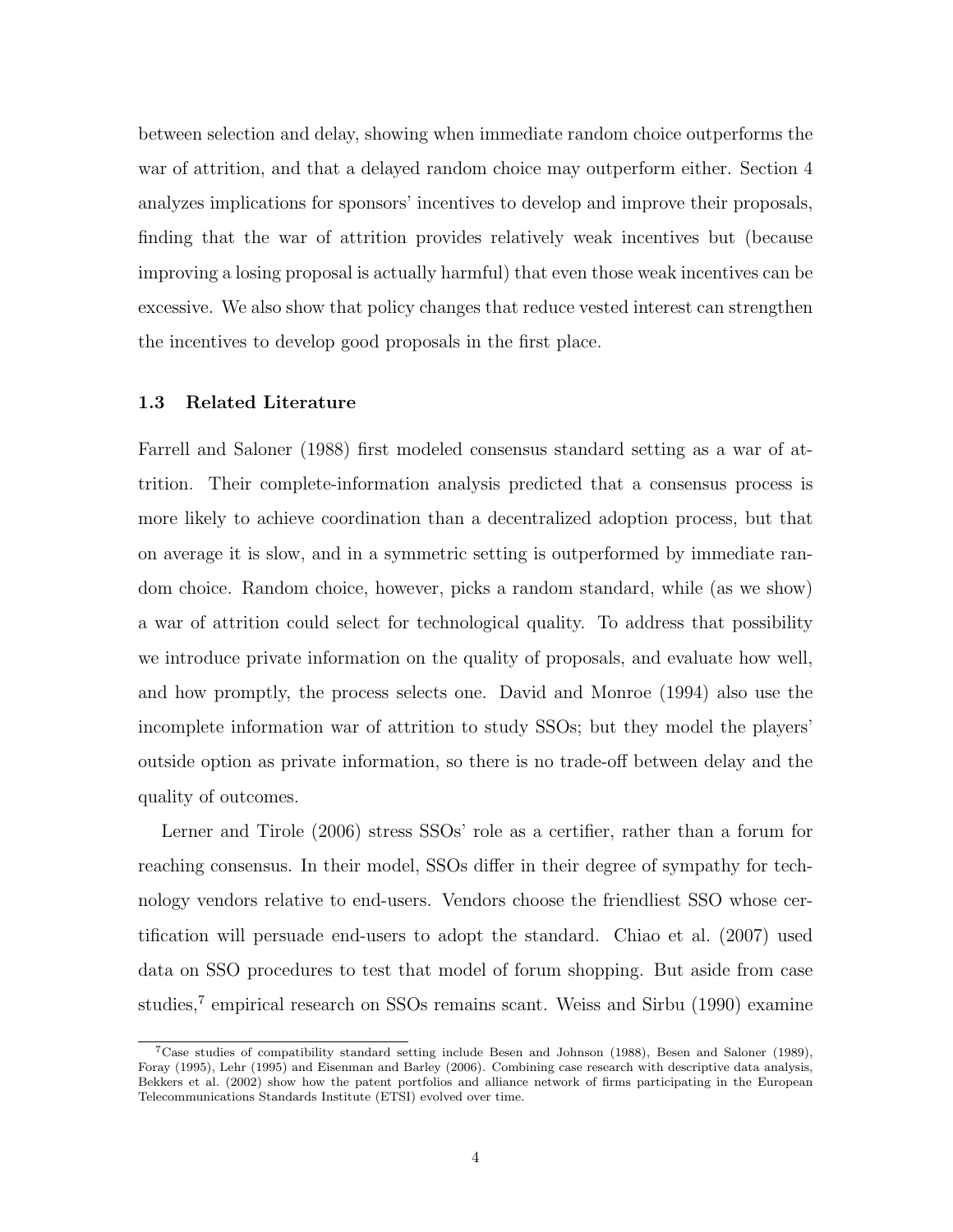between selection and delay, showing when immediate random choice outperforms the war of attrition, and that a delayed random choice may outperform either. Section 4 analyzes implications for sponsors' incentives to develop and improve their proposals, finding that the war of attrition provides relatively weak incentives but (because improving a losing proposal is actually harmful) that even those weak incentives can be excessive. We also show that policy changes that reduce vested interest can strengthen the incentives to develop good proposals in the first place.

### 1.3 Related Literature

Farrell and Saloner (1988) first modeled consensus standard setting as a war of attrition. Their complete-information analysis predicted that a consensus process is more likely to achieve coordination than a decentralized adoption process, but that on average it is slow, and in a symmetric setting is outperformed by immediate random choice. Random choice, however, picks a random standard, while (as we show) a war of attrition could select for technological quality. To address that possibility we introduce private information on the quality of proposals, and evaluate how well, and how promptly, the process selects one. David and Monroe (1994) also use the incomplete information war of attrition to study SSOs; but they model the players' outside option as private information, so there is no trade-off between delay and the quality of outcomes.

Lerner and Tirole (2006) stress SSOs' role as a certifier, rather than a forum for reaching consensus. In their model, SSOs differ in their degree of sympathy for technology vendors relative to end-users. Vendors choose the friendliest SSO whose certification will persuade end-users to adopt the standard. Chiao et al. (2007) used data on SSO procedures to test that model of forum shopping. But aside from case studies,[7] empirical research on SSOs remains scant. Weiss and Sirbu (1990) examine

[7] Case studies of compatibility standard setting include Besen and Johnson (1988), Besen and Saloner (1989), Foray (1995), Lehr (1995) and Eisenman and Barley (2006). Combining case research with descriptive data analysis, Bekkers et al. (2002) show how the patent portfolios and alliance network of firms participating in the European Telecommunications Standards Institute (ETSI) evolved over time.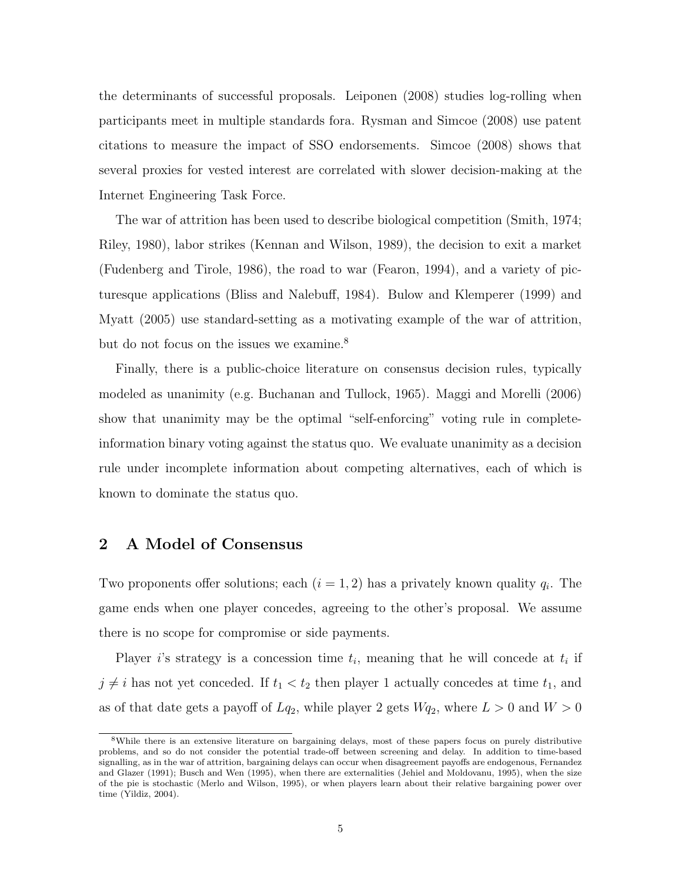the determinants of successful proposals. Leiponen (2008) studies log-rolling when participants meet in multiple standards fora. Rysman and Simcoe (2008) use patent citations to measure the impact of SSO endorsements. Simcoe (2008) shows that several proxies for vested interest are correlated with slower decision-making at the Internet Engineering Task Force.

The war of attrition has been used to describe biological competition (Smith, 1974; Riley, 1980), labor strikes (Kennan and Wilson, 1989), the decision to exit a market (Fudenberg and Tirole, 1986), the road to war (Fearon, 1994), and a variety of picturesque applications (Bliss and Nalebuff, 1984). Bulow and Klemperer (1999) and Myatt (2005) use standard-setting as a motivating example of the war of attrition, but do not focus on the issues we examine.[8]

Finally, there is a public-choice literature on consensus decision rules, typically modeled as unanimity (e.g. Buchanan and Tullock, 1965). Maggi and Morelli (2006) show that unanimity may be the optimal "self-enforcing" voting rule in complete-information binary voting against the status quo. We evaluate unanimity as a decision rule under incomplete information about competing alternatives, each of which is known to dominate the status quo.

## 2 A Model of Consensus

Two proponents offer solutions; each ($i = 1, 2$) has a privately known quality $q_i$. The game ends when one player concedes, agreeing to the other's proposal. We assume there is no scope for compromise or side payments.

Player $i$'s strategy is a concession time $t_i$, meaning that he will concede at $t_i$ if $j \neq i$ has not yet conceded. If $t_1 < t_2$ then player 1 actually concedes at time $t_1$, and as of that date gets a payoff of $Lq_2$, while player 2 gets $Wq_2$, where $L > 0$ and $W > 0$

---

[8] While there is an extensive literature on bargaining delays, most of these papers focus on purely distributive problems, and so do not consider the potential trade-off between screening and delay. In addition to time-based signalling, as in the war of attrition, bargaining delays can occur when disagreement payoffs are endogenous, Fernandez and Glazer (1991); Busch and Wen (1995), when there are externalities (Jehiel and Moldovanu, 1995), when the size of the pie is stochastic (Merlo and Wilson, 1995), or when players learn about their relative bargaining power over time (Yildiz, 2004).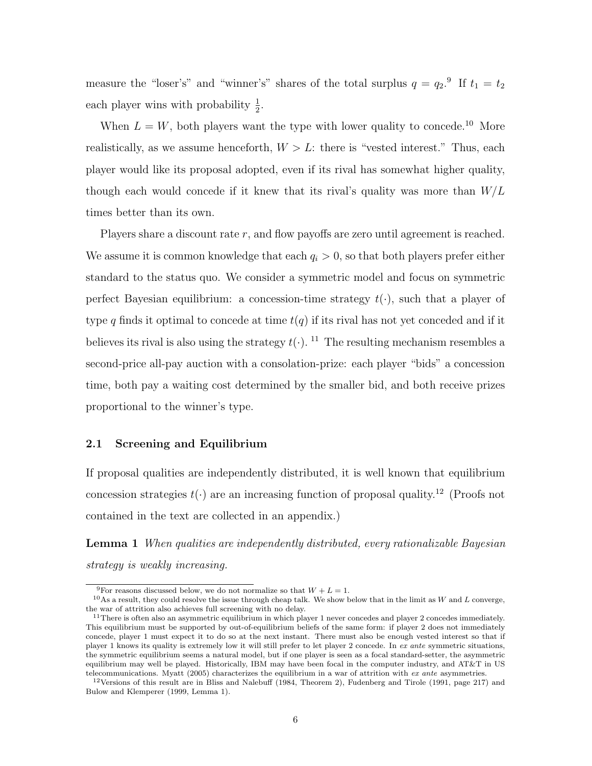measure the "loser's" and "winner's" shares of the total surplus $q = q_2$.[9] If $t_1 = t_2$ each player wins with probability $\frac{1}{2}$.

When $L = W$, both players want the type with lower quality to concede.[10] More realistically, as we assume henceforth, $W > L$: there is "vested interest." Thus, each player would like its proposal adopted, even if its rival has somewhat higher quality, though each would concede if it knew that its rival's quality was more than $W/L$ times better than its own.

Players share a discount rate $r$, and flow payoffs are zero until agreement is reached. We assume it is common knowledge that each $q_i > 0$, so that both players prefer either standard to the status quo. We consider a symmetric model and focus on symmetric perfect Bayesian equilibrium: a concession-time strategy $t(\cdot)$, such that a player of type $q$ finds it optimal to concede at time $t(q)$ if its rival has not yet conceded and if it believes its rival is also using the strategy $t(\cdot)$. [11] The resulting mechanism resembles a second-price all-pay auction with a consolation-prize: each player "bids" a concession time, both pay a waiting cost determined by the smaller bid, and both receive prizes proportional to the winner's type.

## 2.1 Screening and Equilibrium

If proposal qualities are independently distributed, it is well known that equilibrium concession strategies $t(\cdot)$ are an increasing function of proposal quality.[12] (Proofs not contained in the text are collected in an appendix.)

**Lemma 1** *When qualities are independently distributed, every rationalizable Bayesian strategy is weakly increasing.*

---

[9] For reasons discussed below, we do not normalize so that $W + L = 1$.

[10] As a result, they could resolve the issue through cheap talk. We show below that in the limit as $W$ and $L$ converge, the war of attrition also achieves full screening with no delay.

[11] There is often also an asymmetric equilibrium in which player 1 never concedes and player 2 concedes immediately. This equilibrium must be supported by out-of-equilibrium beliefs of the same form: if player 2 does not immediately concede, player 1 must expect it to do so at the next instant. There must also be enough vested interest so that if player 1 knows its quality is extremely low it will still prefer to let player 2 concede. In *ex ante* symmetric situations, the symmetric equilibrium seems a natural model, but if one player is seen as a focal standard-setter, the asymmetric equilibrium may well be played. Historically, IBM may have been focal in the computer industry, and AT&T in US telecommunications. Myatt (2005) characterizes the equilibrium in a war of attrition with *ex ante* asymmetries.

[12] Versions of this result are in Bliss and Nalebuff (1984, Theorem 2), Fudenberg and Tirole (1991, page 217) and Bulow and Klemperer (1999, Lemma 1).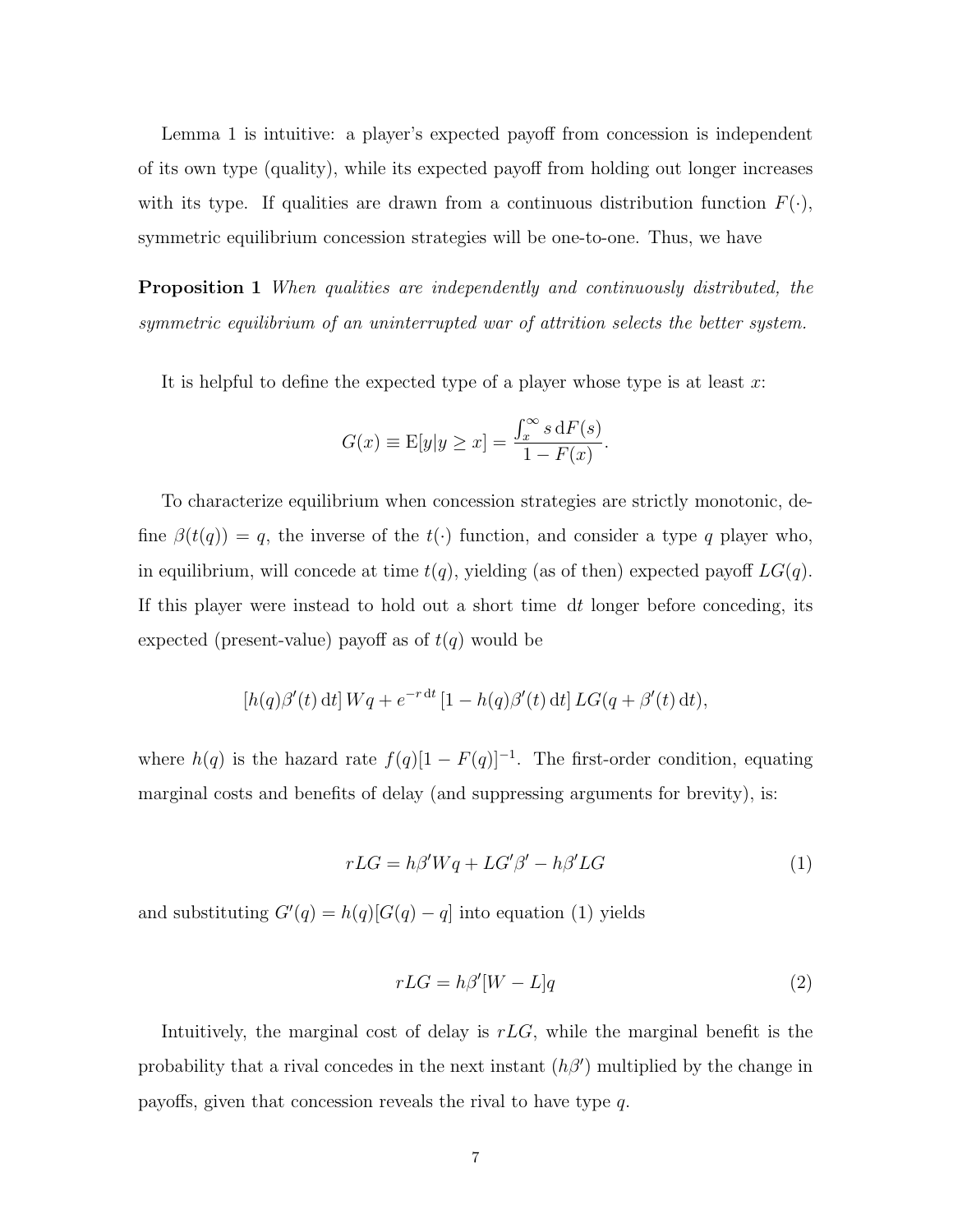Lemma 1 is intuitive: a player's expected payoff from concession is independent of its own type (quality), while its expected payoff from holding out longer increases with its type. If qualities are drawn from a continuous distribution function $F(\cdot)$, symmetric equilibrium concession strategies will be one-to-one. Thus, we have

**Proposition 1** *When qualities are independently and continuously distributed, the symmetric equilibrium of an uninterrupted war of attrition selects the better system.*

It is helpful to define the expected type of a player whose type is at least $x$:

$$G(x) \equiv \mathrm{E}[y|y \geq x] = \frac{\int_x^\infty s\,\mathrm{d}F(s)}{1 - F(x)}.$$

To characterize equilibrium when concession strategies are strictly monotonic, define $\beta(t(q)) = q$, the inverse of the $t(\cdot)$ function, and consider a type $q$ player who, in equilibrium, will concede at time $t(q)$, yielding (as of then) expected payoff $LG(q)$. If this player were instead to hold out a short time $\mathrm{d}t$ longer before conceding, its expected (present-value) payoff as of $t(q)$ would be

$$[h(q)\beta'(t)\,\mathrm{d}t]\,Wq + e^{-r\,\mathrm{d}t}\,[1 - h(q)\beta'(t)\,\mathrm{d}t]\,LG(q + \beta'(t)\,\mathrm{d}t),$$

where $h(q)$ is the hazard rate $f(q)[1 - F(q)]^{-1}$. The first-order condition, equating marginal costs and benefits of delay (and suppressing arguments for brevity), is:

$$rLG = h\beta' Wq + LG'\beta' - h\beta' LG \tag{1}$$

and substituting $G'(q) = h(q)[G(q) - q]$ into equation (1) yields

$$rLG = h\beta'[W - L]q \tag{2}$$

Intuitively, the marginal cost of delay is $rLG$, while the marginal benefit is the probability that a rival concedes in the next instant ($h\beta'$) multiplied by the change in payoffs, given that concession reveals the rival to have type $q$.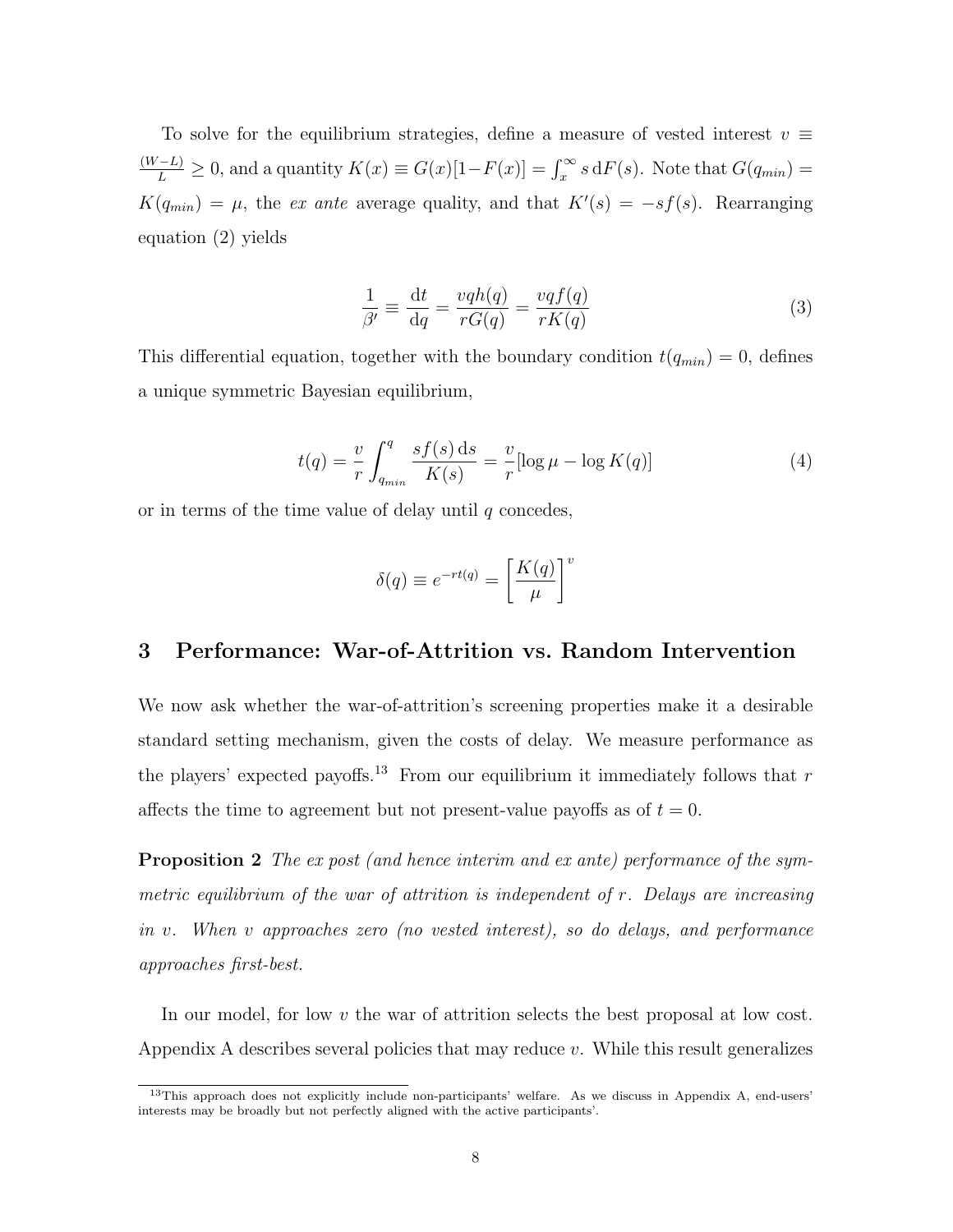To solve for the equilibrium strategies, define a measure of vested interest $v \equiv \frac{(W-L)}{L} \geq 0$, and a quantity $K(x) \equiv G(x)[1-F(x)] = \int_x^\infty s\,\mathrm{d}F(s)$. Note that $G(q_{min}) = K(q_{min}) = \mu$, the *ex ante* average quality, and that $K'(s) = -sf(s)$. Rearranging equation (2) yields

$$\frac{1}{\beta'} \equiv \frac{\mathrm{d}t}{\mathrm{d}q} = \frac{vqh(q)}{rG(q)} = \frac{vqf(q)}{rK(q)} \tag{3}$$

This differential equation, together with the boundary condition $t(q_{min}) = 0$, defines a unique symmetric Bayesian equilibrium,

$$t(q) = \frac{v}{r}\int_{q_{min}}^{q} \frac{sf(s)\,\mathrm{d}s}{K(s)} = \frac{v}{r}[\log\mu - \log K(q)] \tag{4}$$

or in terms of the time value of delay until $q$ concedes,

$$\delta(q) \equiv e^{-rt(q)} = \left[\frac{K(q)}{\mu}\right]^v$$

## 3 Performance: War-of-Attrition vs. Random Intervention

We now ask whether the war-of-attrition's screening properties make it a desirable standard setting mechanism, given the costs of delay. We measure performance as the players' expected payoffs.[13] From our equilibrium it immediately follows that $r$ affects the time to agreement but not present-value payoffs as of $t = 0$.

**Proposition 2** *The ex post (and hence interim and ex ante) performance of the symmetric equilibrium of the war of attrition is independent of $r$. Delays are increasing in $v$. When $v$ approaches zero (no vested interest), so do delays, and performance approaches first-best.*

In our model, for low $v$ the war of attrition selects the best proposal at low cost. Appendix A describes several policies that may reduce $v$. While this result generalizes

[13] This approach does not explicitly include non-participants' welfare. As we discuss in Appendix A, end-users' interests may be broadly but not perfectly aligned with the active participants'.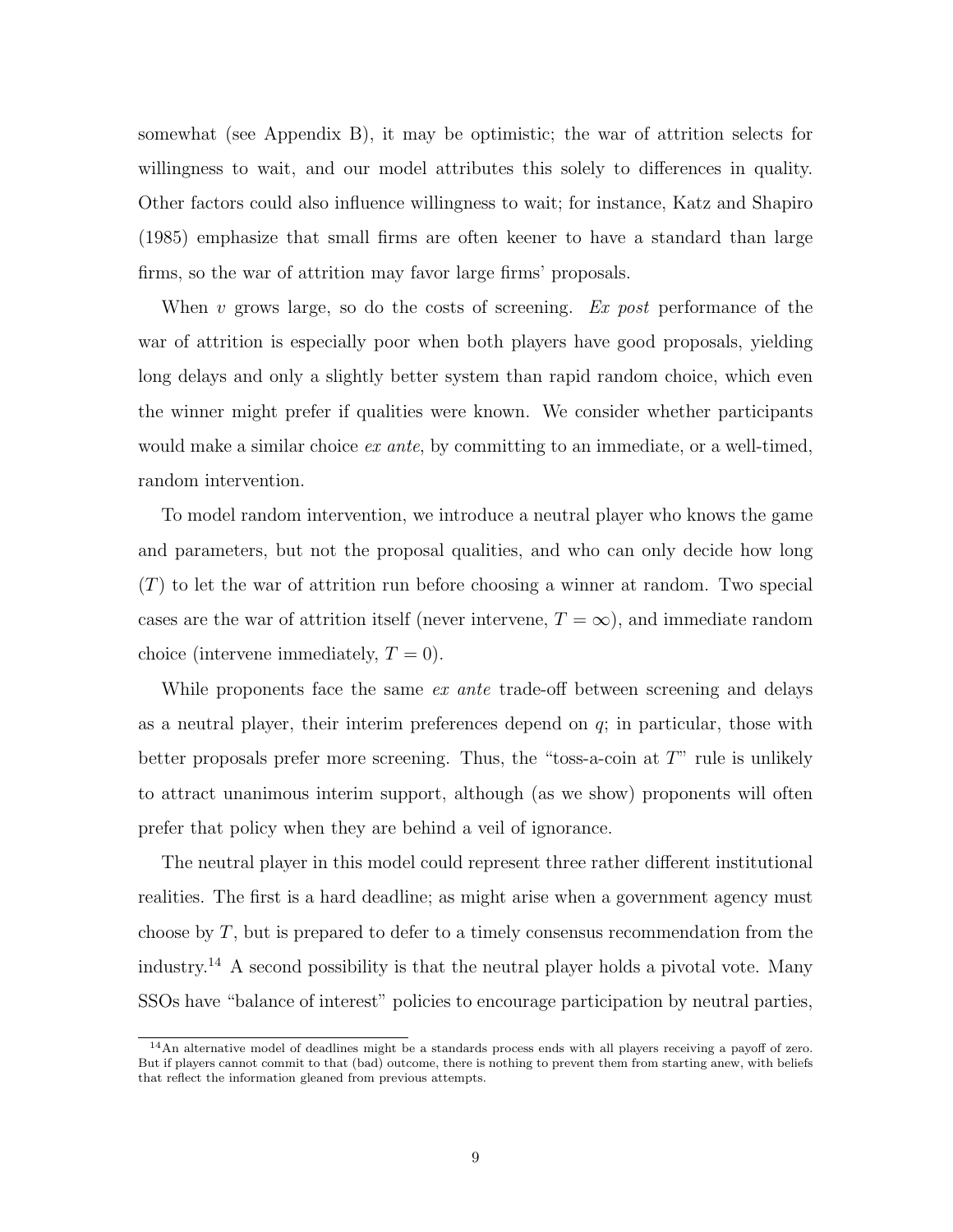somewhat (see Appendix B), it may be optimistic; the war of attrition selects for willingness to wait, and our model attributes this solely to differences in quality. Other factors could also influence willingness to wait; for instance, Katz and Shapiro (1985) emphasize that small firms are often keener to have a standard than large firms, so the war of attrition may favor large firms' proposals.

When $v$ grows large, so do the costs of screening. *Ex post* performance of the war of attrition is especially poor when both players have good proposals, yielding long delays and only a slightly better system than rapid random choice, which even the winner might prefer if qualities were known. We consider whether participants would make a similar choice *ex ante*, by committing to an immediate, or a well-timed, random intervention.

To model random intervention, we introduce a neutral player who knows the game and parameters, but not the proposal qualities, and who can only decide how long ($T$) to let the war of attrition run before choosing a winner at random. Two special cases are the war of attrition itself (never intervene, $T = \infty$), and immediate random choice (intervene immediately, $T = 0$).

While proponents face the same *ex ante* trade-off between screening and delays as a neutral player, their interim preferences depend on $q$; in particular, those with better proposals prefer more screening. Thus, the "toss-a-coin at $T$" rule is unlikely to attract unanimous interim support, although (as we show) proponents will often prefer that policy when they are behind a veil of ignorance.

The neutral player in this model could represent three rather different institutional realities. The first is a hard deadline; as might arise when a government agency must choose by $T$, but is prepared to defer to a timely consensus recommendation from the industry.[14] A second possibility is that the neutral player holds a pivotal vote. Many SSOs have "balance of interest" policies to encourage participation by neutral parties,

[14] An alternative model of deadlines might be a standards process ends with all players receiving a payoff of zero. But if players cannot commit to that (bad) outcome, there is nothing to prevent them from starting anew, with beliefs that reflect the information gleaned from previous attempts.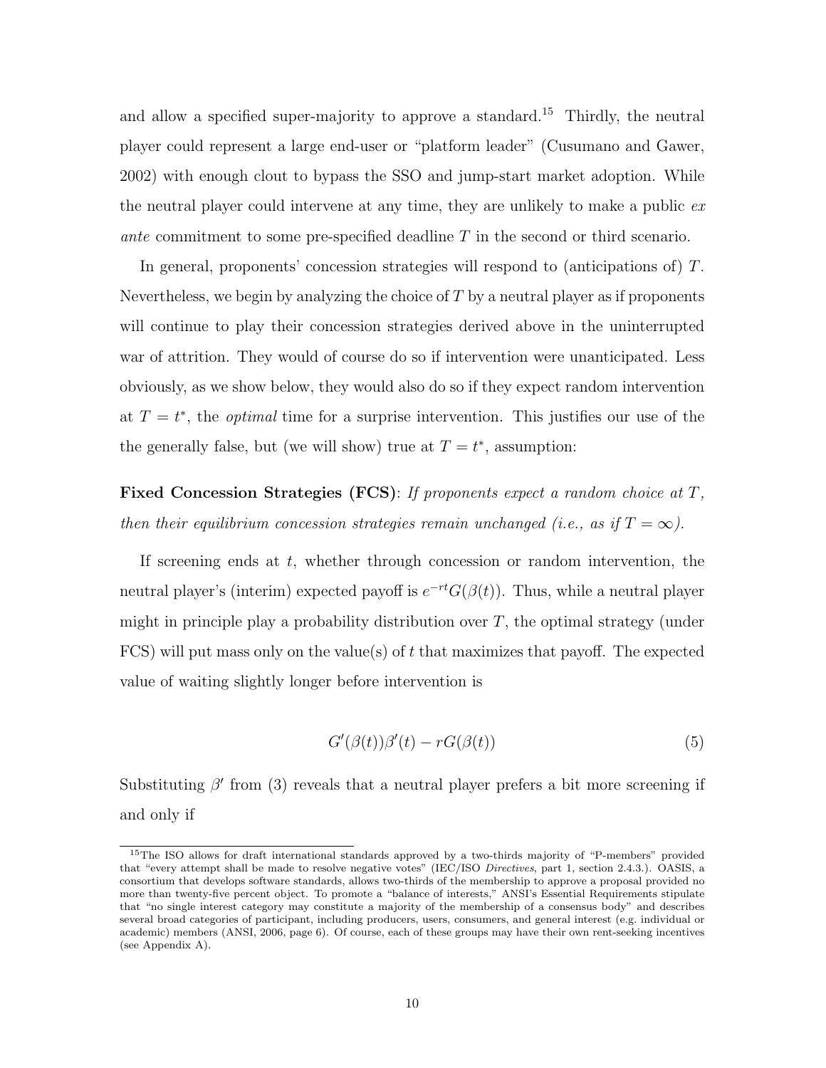and allow a specified super-majority to approve a standard.[15] Thirdly, the neutral player could represent a large end-user or "platform leader" (Cusumano and Gawer, 2002) with enough clout to bypass the SSO and jump-start market adoption. While the neutral player could intervene at any time, they are unlikely to make a public *ex ante* commitment to some pre-specified deadline $T$ in the second or third scenario.

In general, proponents' concession strategies will respond to (anticipations of) $T$. Nevertheless, we begin by analyzing the choice of $T$ by a neutral player as if proponents will continue to play their concession strategies derived above in the uninterrupted war of attrition. They would of course do so if intervention were unanticipated. Less obviously, as we show below, they would also do so if they expect random intervention at $T = t^*$, the *optimal* time for a surprise intervention. This justifies our use of the the generally false, but (we will show) true at $T = t^*$, assumption:

**Fixed Concession Strategies (FCS)**: *If proponents expect a random choice at $T$, then their equilibrium concession strategies remain unchanged (i.e., as if $T = \infty$).*

If screening ends at $t$, whether through concession or random intervention, the neutral player's (interim) expected payoff is $e^{-rt}G(\beta(t))$. Thus, while a neutral player might in principle play a probability distribution over $T$, the optimal strategy (under FCS) will put mass only on the value(s) of $t$ that maximizes that payoff. The expected value of waiting slightly longer before intervention is

$$G'(\beta(t))\beta'(t) - rG(\beta(t)) \tag{5}$$

Substituting $\beta'$ from (3) reveals that a neutral player prefers a bit more screening if and only if

[15] The ISO allows for draft international standards approved by a two-thirds majority of "P-members" provided that "every attempt shall be made to resolve negative votes" (IEC/ISO *Directives*, part 1, section 2.4.3.). OASIS, a consortium that develops software standards, allows two-thirds of the membership to approve a proposal provided no more than twenty-five percent object. To promote a "balance of interests," ANSI's Essential Requirements stipulate that "no single interest category may constitute a majority of the membership of a consensus body" and describes several broad categories of participant, including producers, users, consumers, and general interest (e.g. individual or academic) members (ANSI, 2006, page 6). Of course, each of these groups may have their own rent-seeking incentives (see Appendix A).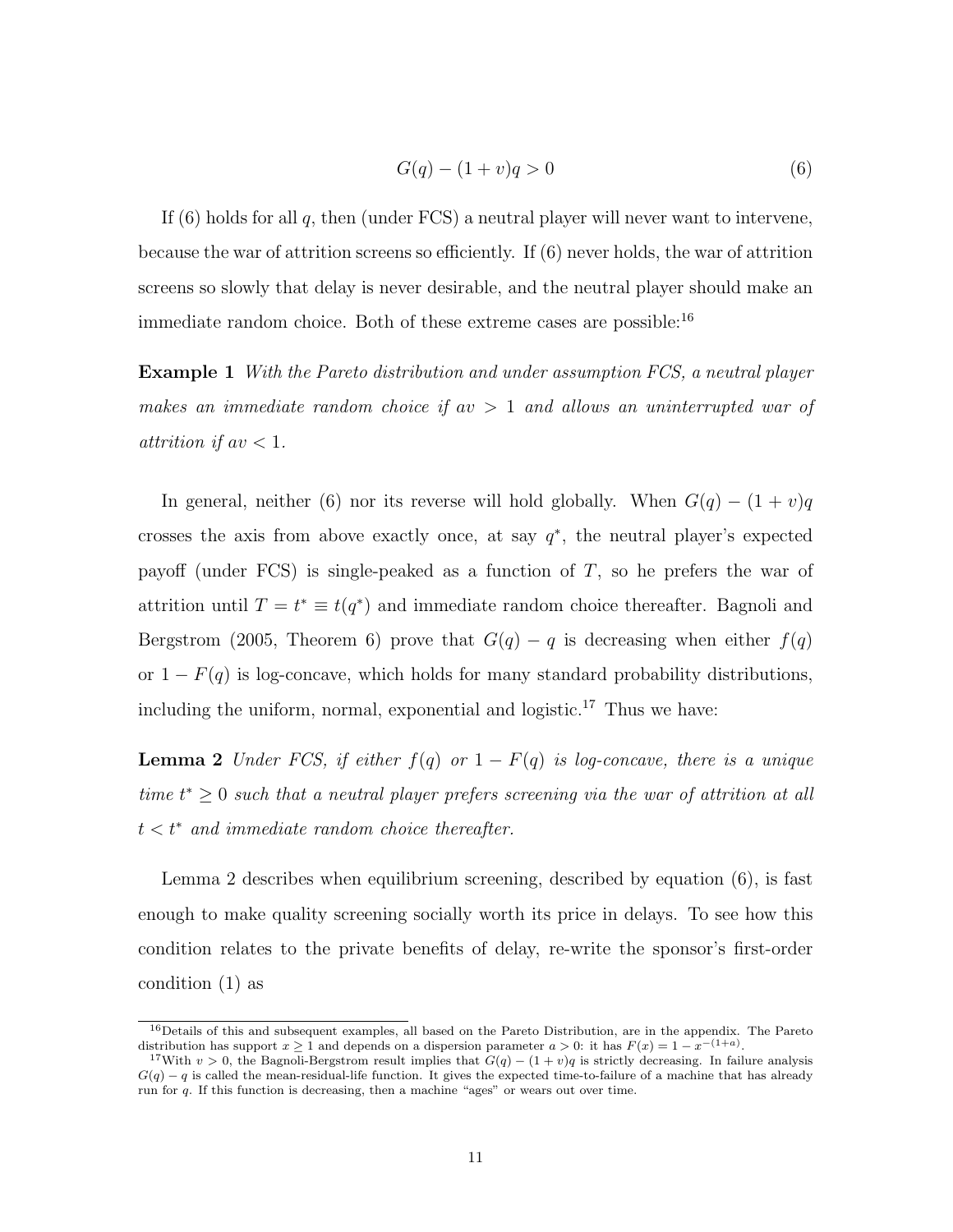$$G(q) - (1 + v)q > 0 \tag{6}$$

If (6) holds for all $q$, then (under FCS) a neutral player will never want to intervene, because the war of attrition screens so efficiently. If (6) never holds, the war of attrition screens so slowly that delay is never desirable, and the neutral player should make an immediate random choice. Both of these extreme cases are possible:[16]

**Example 1** *With the Pareto distribution and under assumption FCS, a neutral player makes an immediate random choice if $av > 1$ and allows an uninterrupted war of attrition if $av < 1$.*

In general, neither (6) nor its reverse will hold globally. When $G(q) - (1 + v)q$ crosses the axis from above exactly once, at say $q^*$, the neutral player's expected payoff (under FCS) is single-peaked as a function of $T$, so he prefers the war of attrition until $T = t^* \equiv t(q^*)$ and immediate random choice thereafter. Bagnoli and Bergstrom (2005, Theorem 6) prove that $G(q) - q$ is decreasing when either $f(q)$ or $1 - F(q)$ is log-concave, which holds for many standard probability distributions, including the uniform, normal, exponential and logistic.[17] Thus we have:

**Lemma 2** *Under FCS, if either $f(q)$ or $1 - F(q)$ is log-concave, there is a unique time $t^* \geq 0$ such that a neutral player prefers screening via the war of attrition at all $t < t^*$ and immediate random choice thereafter.*

Lemma 2 describes when equilibrium screening, described by equation (6), is fast enough to make quality screening socially worth its price in delays. To see how this condition relates to the private benefits of delay, re-write the sponsor's first-order condition (1) as

---

[16] Details of this and subsequent examples, all based on the Pareto Distribution, are in the appendix. The Pareto distribution has support $x \geq 1$ and depends on a dispersion parameter $a > 0$: it has $F(x) = 1 - x^{-(1+a)}$.

[17] With $v > 0$, the Bagnoli-Bergstrom result implies that $G(q) - (1 + v)q$ is strictly decreasing. In failure analysis $G(q) - q$ is called the mean-residual-life function. It gives the expected time-to-failure of a machine that has already run for $q$. If this function is decreasing, then a machine "ages" or wears out over time.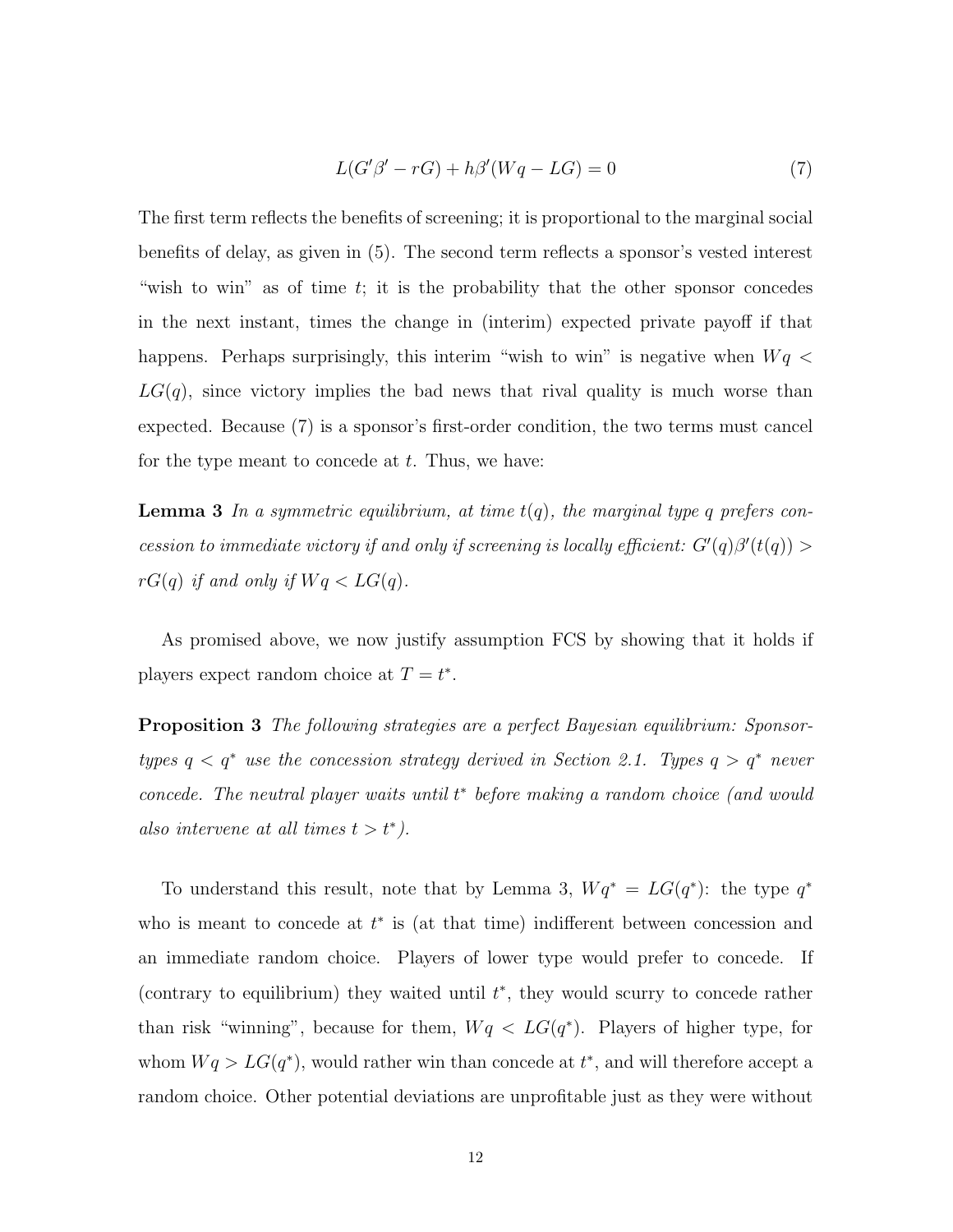$$L(G'\beta' - rG) + h\beta'(Wq - LG) = 0 \tag{7}$$

The first term reflects the benefits of screening; it is proportional to the marginal social benefits of delay, as given in (5). The second term reflects a sponsor's vested interest "wish to win" as of time $t$; it is the probability that the other sponsor concedes in the next instant, times the change in (interim) expected private payoff if that happens. Perhaps surprisingly, this interim "wish to win" is negative when $Wq < LG(q)$, since victory implies the bad news that rival quality is much worse than expected. Because (7) is a sponsor's first-order condition, the two terms must cancel for the type meant to concede at $t$. Thus, we have:

**Lemma 3** *In a symmetric equilibrium, at time $t(q)$, the marginal type $q$ prefers concession to immediate victory if and only if screening is locally efficient: $G'(q)\beta'(t(q)) > rG(q)$ if and only if $Wq < LG(q)$.*

As promised above, we now justify assumption FCS by showing that it holds if players expect random choice at $T = t^*$.

**Proposition 3** *The following strategies are a perfect Bayesian equilibrium: Sponsor-types $q < q^*$ use the concession strategy derived in Section 2.1. Types $q > q^*$ never concede. The neutral player waits until $t^*$ before making a random choice (and would also intervene at all times $t > t^*$).*

To understand this result, note that by Lemma 3, $Wq^* = LG(q^*)$: the type $q^*$ who is meant to concede at $t^*$ is (at that time) indifferent between concession and an immediate random choice. Players of lower type would prefer to concede. If (contrary to equilibrium) they waited until $t^*$, they would scurry to concede rather than risk "winning", because for them, $Wq < LG(q^*)$. Players of higher type, for whom $Wq > LG(q^*)$, would rather win than concede at $t^*$, and will therefore accept a random choice. Other potential deviations are unprofitable just as they were without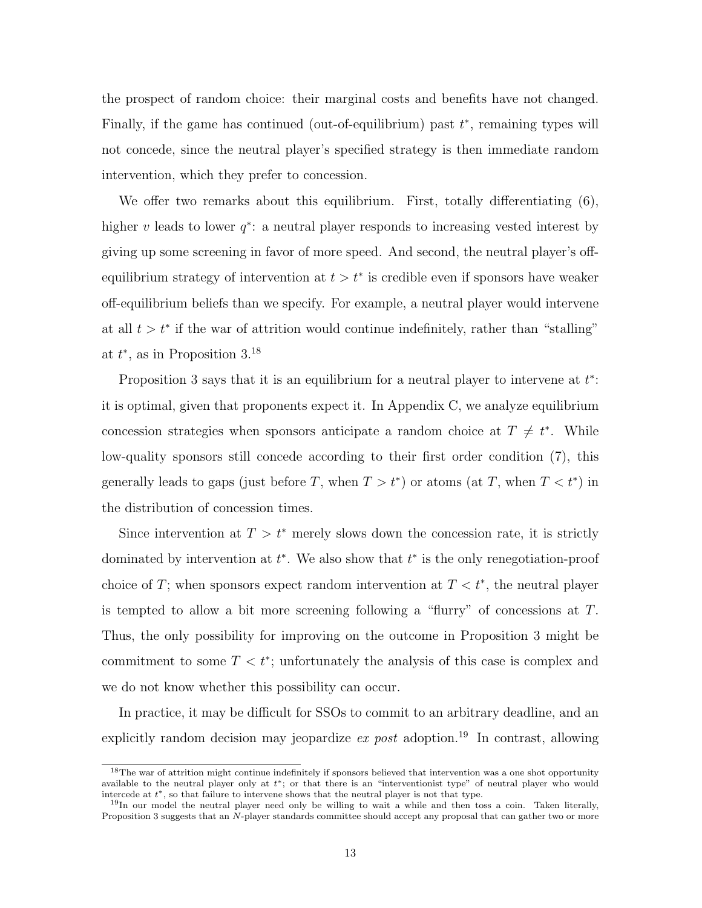the prospect of random choice: their marginal costs and benefits have not changed. Finally, if the game has continued (out-of-equilibrium) past $t^*$, remaining types will not concede, since the neutral player's specified strategy is then immediate random intervention, which they prefer to concession.

We offer two remarks about this equilibrium. First, totally differentiating (6), higher $v$ leads to lower $q^*$: a neutral player responds to increasing vested interest by giving up some screening in favor of more speed. And second, the neutral player's off-equilibrium strategy of intervention at $t > t^*$ is credible even if sponsors have weaker off-equilibrium beliefs than we specify. For example, a neutral player would intervene at all $t > t^*$ if the war of attrition would continue indefinitely, rather than "stalling" at $t^*$, as in Proposition 3.[18]

Proposition 3 says that it is an equilibrium for a neutral player to intervene at $t^*$: it is optimal, given that proponents expect it. In Appendix C, we analyze equilibrium concession strategies when sponsors anticipate a random choice at $T \neq t^*$. While low-quality sponsors still concede according to their first order condition (7), this generally leads to gaps (just before $T$, when $T > t^*$) or atoms (at $T$, when $T < t^*$) in the distribution of concession times.

Since intervention at $T > t^*$ merely slows down the concession rate, it is strictly dominated by intervention at $t^*$. We also show that $t^*$ is the only renegotiation-proof choice of $T$; when sponsors expect random intervention at $T < t^*$, the neutral player is tempted to allow a bit more screening following a "flurry" of concessions at $T$. Thus, the only possibility for improving on the outcome in Proposition 3 might be commitment to some $T < t^*$; unfortunately the analysis of this case is complex and we do not know whether this possibility can occur.

In practice, it may be difficult for SSOs to commit to an arbitrary deadline, and an explicitly random decision may jeopardize *ex post* adoption.[19] In contrast, allowing

[18] The war of attrition might continue indefinitely if sponsors believed that intervention was a one shot opportunity available to the neutral player only at $t^*$; or that there is an "interventionist type" of neutral player who would intercede at $t^*$, so that failure to intervene shows that the neutral player is not that type.

[19] In our model the neutral player need only be willing to wait a while and then toss a coin. Taken literally, Proposition 3 suggests that an $N$-player standards committee should accept any proposal that can gather two or more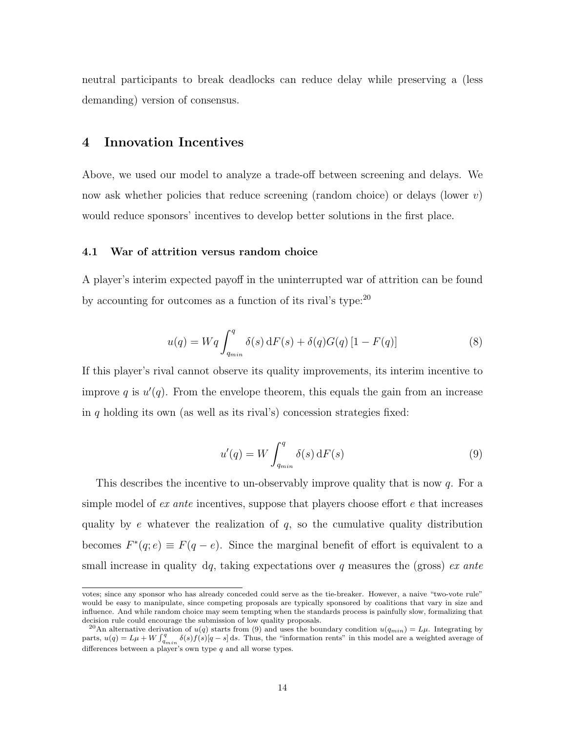neutral participants to break deadlocks can reduce delay while preserving a (less demanding) version of consensus.

## 4 Innovation Incentives

Above, we used our model to analyze a trade-off between screening and delays. We now ask whether policies that reduce screening (random choice) or delays (lower $v$) would reduce sponsors' incentives to develop better solutions in the first place.

### 4.1 War of attrition versus random choice

A player's interim expected payoff in the uninterrupted war of attrition can be found by accounting for outcomes as a function of its rival's type:[20]

$$u(q) = Wq \int_{q_{min}}^{q} \delta(s)\,\mathrm{d}F(s) + \delta(q)G(q)\,[1 - F(q)] \tag{8}$$

If this player's rival cannot observe its quality improvements, its interim incentive to improve $q$ is $u'(q)$. From the envelope theorem, this equals the gain from an increase in $q$ holding its own (as well as its rival's) concession strategies fixed:

$$u'(q) = W \int_{q_{min}}^{q} \delta(s)\,\mathrm{d}F(s) \tag{9}$$

This describes the incentive to un-observably improve quality that is now $q$. For a simple model of *ex ante* incentives, suppose that players choose effort $e$ that increases quality by $e$ whatever the realization of $q$, so the cumulative quality distribution becomes $F^*(q; e) \equiv F(q - e)$. Since the marginal benefit of effort is equivalent to a small increase in quality $\mathrm{d}q$, taking expectations over $q$ measures the (gross) *ex ante*

votes; since any sponsor who has already conceded could serve as the tie-breaker. However, a naive "two-vote rule" would be easy to manipulate, since competing proposals are typically sponsored by coalitions that vary in size and influence. And while random choice may seem tempting when the standards process is painfully slow, formalizing that decision rule could encourage the submission of low quality proposals.

[20] An alternative derivation of $u(q)$ starts from (9) and uses the boundary condition $u(q_{min}) = L\mu$. Integrating by parts, $u(q) = L\mu + W \int_{q_{min}}^{q} \delta(s) f(s) [q - s]\,\mathrm{d}s$. Thus, the "information rents" in this model are a weighted average of differences between a player's own type $q$ and all worse types.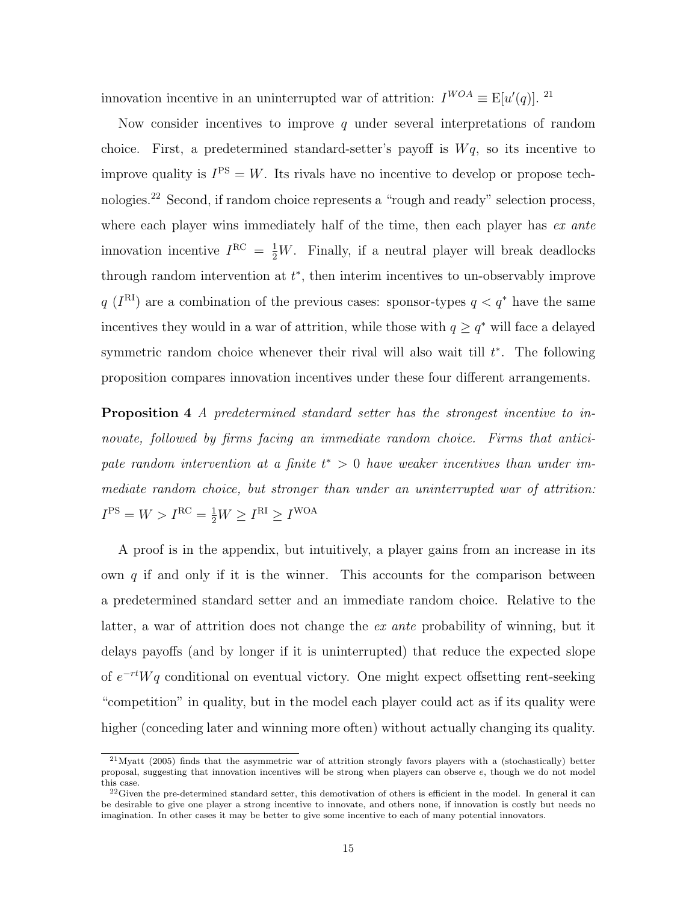innovation incentive in an uninterrupted war of attrition: $I^{WOA} \equiv \mathrm{E}[u'(q)]$. [21]

Now consider incentives to improve $q$ under several interpretations of random choice. First, a predetermined standard-setter's payoff is $Wq$, so its incentive to improve quality is $I^{\mathrm{PS}} = W$. Its rivals have no incentive to develop or propose technologies.[22] Second, if random choice represents a "rough and ready" selection process, where each player wins immediately half of the time, then each player has *ex ante* innovation incentive $I^{\mathrm{RC}} = \frac{1}{2}W$. Finally, if a neutral player will break deadlocks through random intervention at $t^*$, then interim incentives to un-observably improve $q$ ($I^{\mathrm{RI}}$) are a combination of the previous cases: sponsor-types $q < q^*$ have the same incentives they would in a war of attrition, while those with $q \geq q^*$ will face a delayed symmetric random choice whenever their rival will also wait till $t^*$. The following proposition compares innovation incentives under these four different arrangements.

**Proposition 4** *A predetermined standard setter has the strongest incentive to innovate, followed by firms facing an immediate random choice. Firms that anticipate random intervention at a finite $t^* > 0$ have weaker incentives than under immediate random choice, but stronger than under an uninterrupted war of attrition:* $I^{\mathrm{PS}} = W > I^{\mathrm{RC}} = \frac{1}{2}W \geq I^{\mathrm{RI}} \geq I^{\mathrm{WOA}}$

A proof is in the appendix, but intuitively, a player gains from an increase in its own $q$ if and only if it is the winner. This accounts for the comparison between a predetermined standard setter and an immediate random choice. Relative to the latter, a war of attrition does not change the *ex ante* probability of winning, but it delays payoffs (and by longer if it is uninterrupted) that reduce the expected slope of $e^{-rt}Wq$ conditional on eventual victory. One might expect offsetting rent-seeking "competition" in quality, but in the model each player could act as if its quality were higher (conceding later and winning more often) without actually changing its quality.

[21] Myatt (2005) finds that the asymmetric war of attrition strongly favors players with a (stochastically) better proposal, suggesting that innovation incentives will be strong when players can observe $e$, though we do not model this case.

[22] Given the pre-determined standard setter, this demotivation of others is efficient in the model. In general it can be desirable to give one player a strong incentive to innovate, and others none, if innovation is costly but needs no imagination. In other cases it may be better to give some incentive to each of many potential innovators.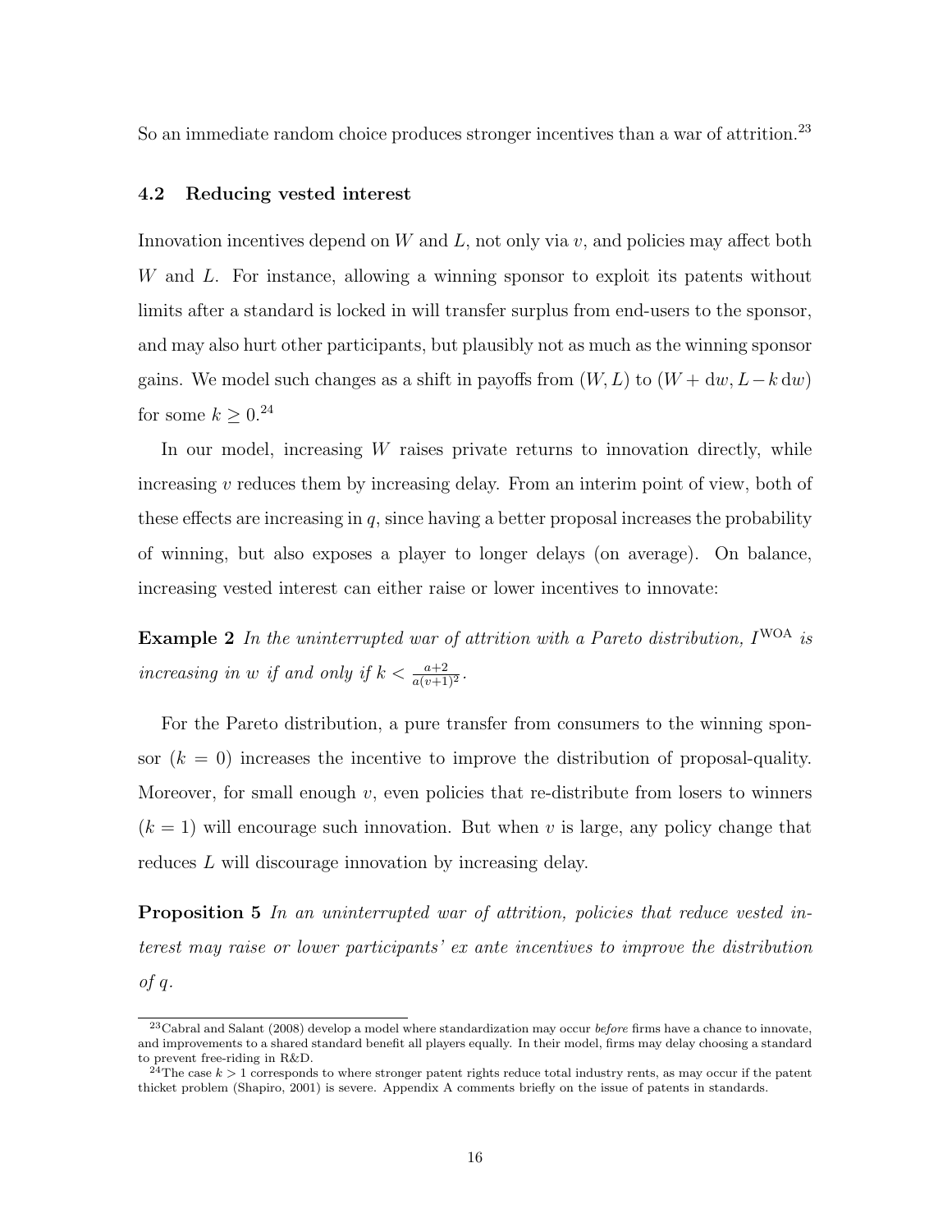So an immediate random choice produces stronger incentives than a war of attrition.[23]

### 4.2 Reducing vested interest

Innovation incentives depend on $W$ and $L$, not only via $v$, and policies may affect both $W$ and $L$. For instance, allowing a winning sponsor to exploit its patents without limits after a standard is locked in will transfer surplus from end-users to the sponsor, and may also hurt other participants, but plausibly not as much as the winning sponsor gains. We model such changes as a shift in payoffs from $(W, L)$ to $(W + \mathrm{d}w, L - k\,\mathrm{d}w)$ for some $k \geq 0$.[24]

In our model, increasing $W$ raises private returns to innovation directly, while increasing $v$ reduces them by increasing delay. From an interim point of view, both of these effects are increasing in $q$, since having a better proposal increases the probability of winning, but also exposes a player to longer delays (on average). On balance, increasing vested interest can either raise or lower incentives to innovate:

**Example 2** *In the uninterrupted war of attrition with a Pareto distribution, $I^{\mathrm{WOA}}$ is increasing in $w$ if and only if $k < \frac{a+2}{a(v+1)^2}$.*

For the Pareto distribution, a pure transfer from consumers to the winning sponsor ($k = 0$) increases the incentive to improve the distribution of proposal-quality. Moreover, for small enough $v$, even policies that re-distribute from losers to winners ($k = 1$) will encourage such innovation. But when $v$ is large, any policy change that reduces $L$ will discourage innovation by increasing delay.

**Proposition 5** *In an uninterrupted war of attrition, policies that reduce vested interest may raise or lower participants' ex ante incentives to improve the distribution of $q$.*

[23] Cabral and Salant (2008) develop a model where standardization may occur *before* firms have a chance to innovate, and improvements to a shared standard benefit all players equally. In their model, firms may delay choosing a standard to prevent free-riding in R&D.

[24] The case $k > 1$ corresponds to where stronger patent rights reduce total industry rents, as may occur if the patent thicket problem (Shapiro, 2001) is severe. Appendix A comments briefly on the issue of patents in standards.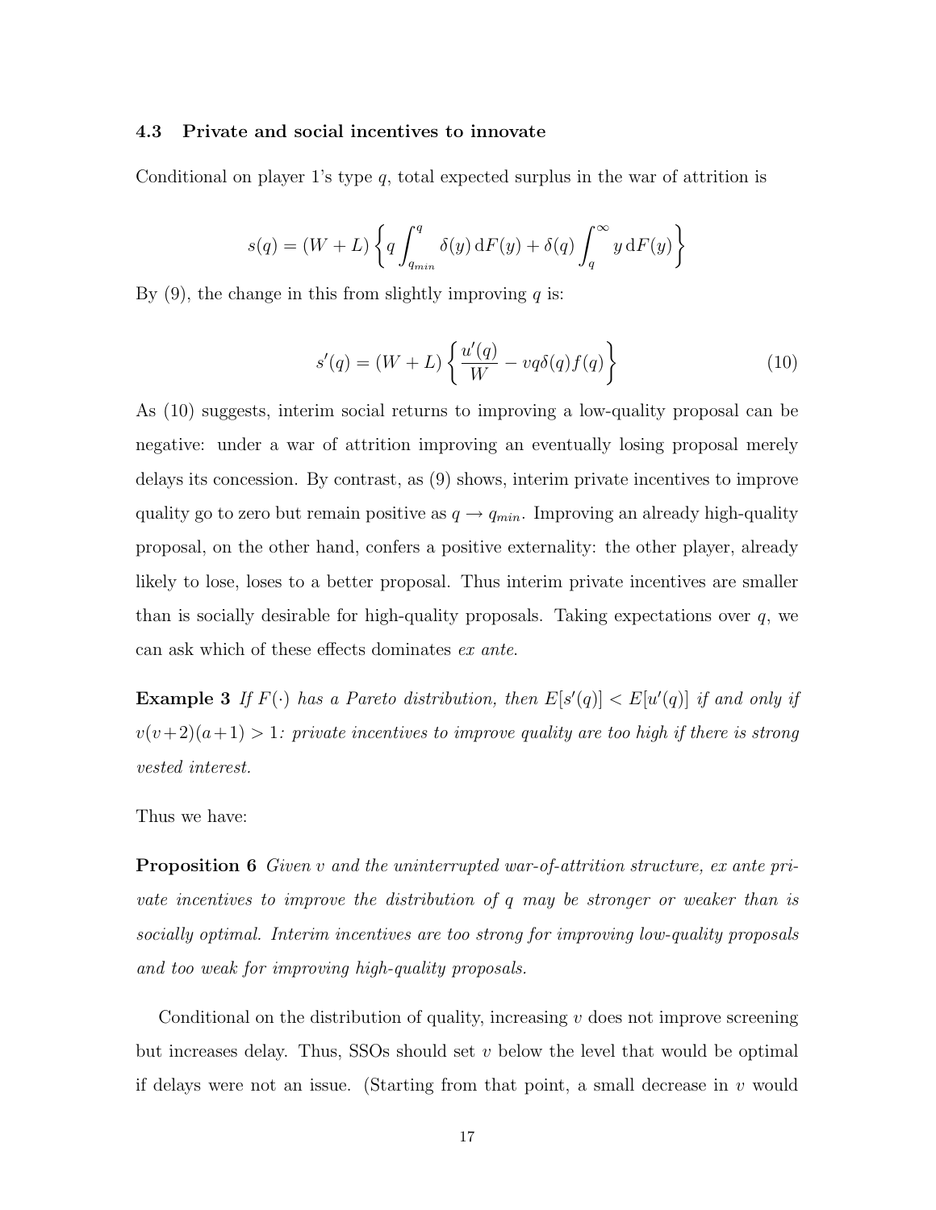### 4.3 Private and social incentives to innovate

Conditional on player 1's type $q$, total expected surplus in the war of attrition is

$$s(q) = (W + L) \left\{ q \int_{q_{min}}^{q} \delta(y) \,\mathrm{d}F(y) + \delta(q) \int_{q}^{\infty} y \,\mathrm{d}F(y) \right\}$$

By (9), the change in this from slightly improving $q$ is:

$$s'(q) = (W + L) \left\{ \frac{u'(q)}{W} - vq\delta(q)f(q) \right\} \tag{10}$$

As (10) suggests, interim social returns to improving a low-quality proposal can be negative: under a war of attrition improving an eventually losing proposal merely delays its concession. By contrast, as (9) shows, interim private incentives to improve quality go to zero but remain positive as $q \to q_{min}$. Improving an already high-quality proposal, on the other hand, confers a positive externality: the other player, already likely to lose, loses to a better proposal. Thus interim private incentives are smaller than is socially desirable for high-quality proposals. Taking expectations over $q$, we can ask which of these effects dominates *ex ante*.

**Example 3** *If $F(\cdot)$ has a Pareto distribution, then $E[s'(q)] < E[u'(q)]$ if and only if $v(v+2)(a+1) > 1$: private incentives to improve quality are too high if there is strong vested interest.*

Thus we have:

**Proposition 6** *Given $v$ and the uninterrupted war-of-attrition structure, ex ante private incentives to improve the distribution of $q$ may be stronger or weaker than is socially optimal. Interim incentives are too strong for improving low-quality proposals and too weak for improving high-quality proposals.*

Conditional on the distribution of quality, increasing $v$ does not improve screening but increases delay. Thus, SSOs should set $v$ below the level that would be optimal if delays were not an issue. (Starting from that point, a small decrease in $v$ would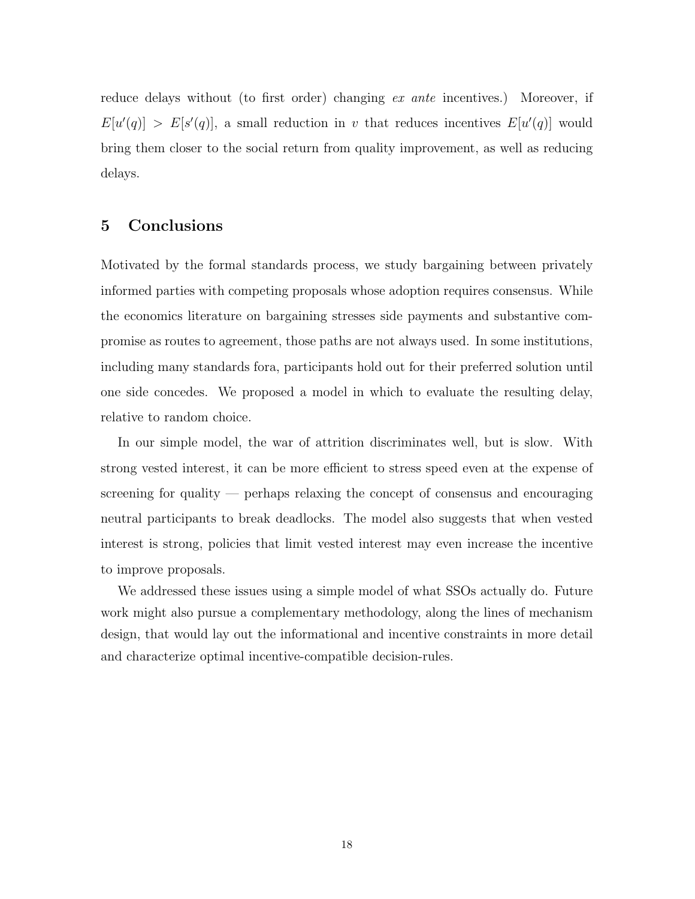reduce delays without (to first order) changing *ex ante* incentives.) Moreover, if $E[u'(q)] > E[s'(q)]$, a small reduction in $v$ that reduces incentives $E[u'(q)]$ would bring them closer to the social return from quality improvement, as well as reducing delays.

## 5 Conclusions

Motivated by the formal standards process, we study bargaining between privately informed parties with competing proposals whose adoption requires consensus. While the economics literature on bargaining stresses side payments and substantive compromise as routes to agreement, those paths are not always used. In some institutions, including many standards fora, participants hold out for their preferred solution until one side concedes. We proposed a model in which to evaluate the resulting delay, relative to random choice.

In our simple model, the war of attrition discriminates well, but is slow. With strong vested interest, it can be more efficient to stress speed even at the expense of screening for quality — perhaps relaxing the concept of consensus and encouraging neutral participants to break deadlocks. The model also suggests that when vested interest is strong, policies that limit vested interest may even increase the incentive to improve proposals.

We addressed these issues using a simple model of what SSOs actually do. Future work might also pursue a complementary methodology, along the lines of mechanism design, that would lay out the informational and incentive constraints in more detail and characterize optimal incentive-compatible decision-rules.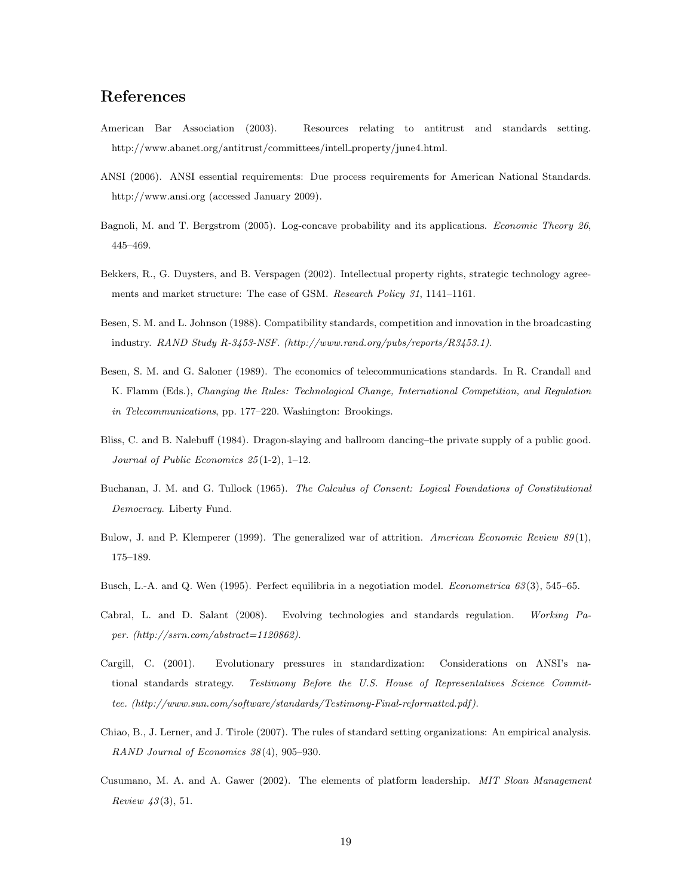## References

American Bar Association (2003). Resources relating to antitrust and standards setting. http://www.abanet.org/antitrust/committees/intell_property/june4.html.

ANSI (2006). ANSI essential requirements: Due process requirements for American National Standards. http://www.ansi.org (accessed January 2009).

Bagnoli, M. and T. Bergstrom (2005). Log-concave probability and its applications. *Economic Theory 26*, 445–469.

Bekkers, R., G. Duysters, and B. Verspagen (2002). Intellectual property rights, strategic technology agreements and market structure: The case of GSM. *Research Policy 31*, 1141–1161.

Besen, S. M. and L. Johnson (1988). Compatibility standards, competition and innovation in the broadcasting industry. *RAND Study R-3453-NSF. (http://www.rand.org/pubs/reports/R3453.1).*

Besen, S. M. and G. Saloner (1989). The economics of telecommunications standards. In R. Crandall and K. Flamm (Eds.), *Changing the Rules: Technological Change, International Competition, and Regulation in Telecommunications*, pp. 177–220. Washington: Brookings.

Bliss, C. and B. Nalebuff (1984). Dragon-slaying and ballroom dancing–the private supply of a public good. *Journal of Public Economics 25*(1-2), 1–12.

Buchanan, J. M. and G. Tullock (1965). *The Calculus of Consent: Logical Foundations of Constitutional Democracy*. Liberty Fund.

Bulow, J. and P. Klemperer (1999). The generalized war of attrition. *American Economic Review 89*(1), 175–189.

Busch, L.-A. and Q. Wen (1995). Perfect equilibria in a negotiation model. *Econometrica 63*(3), 545–65.

Cabral, L. and D. Salant (2008). Evolving technologies and standards regulation. *Working Paper. (http://ssrn.com/abstract=1120862).*

Cargill, C. (2001). Evolutionary pressures in standardization: Considerations on ANSI's national standards strategy. *Testimony Before the U.S. House of Representatives Science Committee. (http://www.sun.com/software/standards/Testimony-Final-reformatted.pdf).*

Chiao, B., J. Lerner, and J. Tirole (2007). The rules of standard setting organizations: An empirical analysis. *RAND Journal of Economics 38*(4), 905–930.

Cusumano, M. A. and A. Gawer (2002). The elements of platform leadership. *MIT Sloan Management Review 43*(3), 51.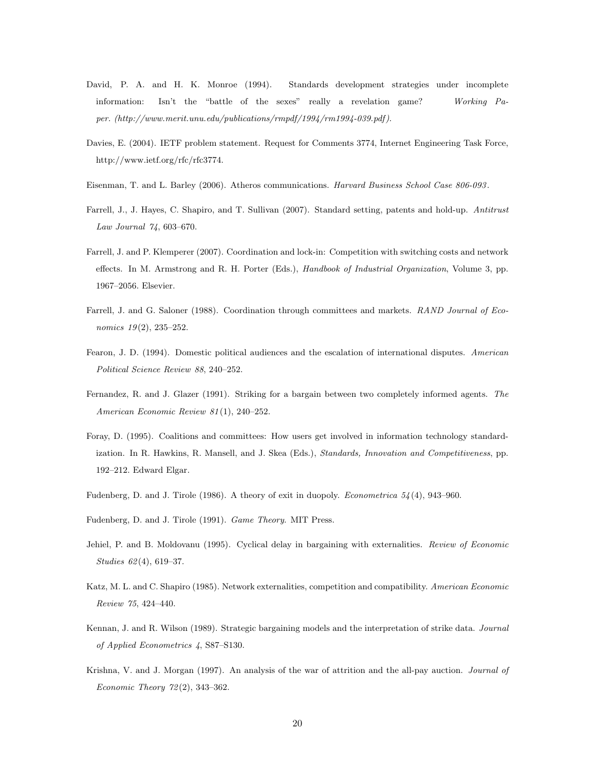David, P. A. and H. K. Monroe (1994). Standards development strategies under incomplete information: Isn't the "battle of the sexes" really a revelation game? *Working Paper. (http://www.merit.unu.edu/publications/rmpdf/1994/rm1994-039.pdf)*.

Davies, E. (2004). IETF problem statement. Request for Comments 3774, Internet Engineering Task Force, http://www.ietf.org/rfc/rfc3774.

Eisenman, T. and L. Barley (2006). Atheros communications. *Harvard Business School Case 806-093*.

Farrell, J., J. Hayes, C. Shapiro, and T. Sullivan (2007). Standard setting, patents and hold-up. *Antitrust Law Journal 74*, 603–670.

Farrell, J. and P. Klemperer (2007). Coordination and lock-in: Competition with switching costs and network effects. In M. Armstrong and R. H. Porter (Eds.), *Handbook of Industrial Organization*, Volume 3, pp. 1967–2056. Elsevier.

Farrell, J. and G. Saloner (1988). Coordination through committees and markets. *RAND Journal of Economics 19*(2), 235–252.

Fearon, J. D. (1994). Domestic political audiences and the escalation of international disputes. *American Political Science Review 88*, 240–252.

Fernandez, R. and J. Glazer (1991). Striking for a bargain between two completely informed agents. *The American Economic Review 81*(1), 240–252.

Foray, D. (1995). Coalitions and committees: How users get involved in information technology standardization. In R. Hawkins, R. Mansell, and J. Skea (Eds.), *Standards, Innovation and Competitiveness*, pp. 192–212. Edward Elgar.

Fudenberg, D. and J. Tirole (1986). A theory of exit in duopoly. *Econometrica 54*(4), 943–960.

Fudenberg, D. and J. Tirole (1991). *Game Theory*. MIT Press.

Jehiel, P. and B. Moldovanu (1995). Cyclical delay in bargaining with externalities. *Review of Economic Studies 62*(4), 619–37.

Katz, M. L. and C. Shapiro (1985). Network externalities, competition and compatibility. *American Economic Review 75*, 424–440.

Kennan, J. and R. Wilson (1989). Strategic bargaining models and the interpretation of strike data. *Journal of Applied Econometrics 4*, S87–S130.

Krishna, V. and J. Morgan (1997). An analysis of the war of attrition and the all-pay auction. *Journal of Economic Theory 72*(2), 343–362.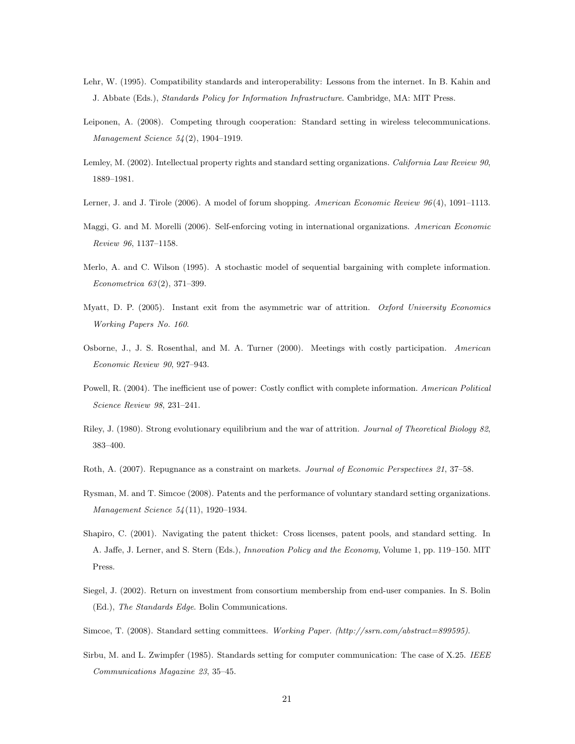Lehr, W. (1995). Compatibility standards and interoperability: Lessons from the internet. In B. Kahin and J. Abbate (Eds.), *Standards Policy for Information Infrastructure*. Cambridge, MA: MIT Press.

Leiponen, A. (2008). Competing through cooperation: Standard setting in wireless telecommunications. *Management Science 54*(2), 1904–1919.

Lemley, M. (2002). Intellectual property rights and standard setting organizations. *California Law Review 90*, 1889–1981.

Lerner, J. and J. Tirole (2006). A model of forum shopping. *American Economic Review 96*(4), 1091–1113.

Maggi, G. and M. Morelli (2006). Self-enforcing voting in international organizations. *American Economic Review 96*, 1137–1158.

Merlo, A. and C. Wilson (1995). A stochastic model of sequential bargaining with complete information. *Econometrica 63*(2), 371–399.

Myatt, D. P. (2005). Instant exit from the asymmetric war of attrition. *Oxford University Economics Working Papers No. 160*.

Osborne, J., J. S. Rosenthal, and M. A. Turner (2000). Meetings with costly participation. *American Economic Review 90*, 927–943.

Powell, R. (2004). The inefficient use of power: Costly conflict with complete information. *American Political Science Review 98*, 231–241.

Riley, J. (1980). Strong evolutionary equilibrium and the war of attrition. *Journal of Theoretical Biology 82*, 383–400.

Roth, A. (2007). Repugnance as a constraint on markets. *Journal of Economic Perspectives 21*, 37–58.

Rysman, M. and T. Simcoe (2008). Patents and the performance of voluntary standard setting organizations. *Management Science 54*(11), 1920–1934.

Shapiro, C. (2001). Navigating the patent thicket: Cross licenses, patent pools, and standard setting. In A. Jaffe, J. Lerner, and S. Stern (Eds.), *Innovation Policy and the Economy*, Volume 1, pp. 119–150. MIT Press.

Siegel, J. (2002). Return on investment from consortium membership from end-user companies. In S. Bolin (Ed.), *The Standards Edge*. Bolin Communications.

Simcoe, T. (2008). Standard setting committees. *Working Paper. (http://ssrn.com/abstract=899595).*

Sirbu, M. and L. Zwimpfer (1985). Standards setting for computer communication: The case of X.25. *IEEE Communications Magazine 23*, 35–45.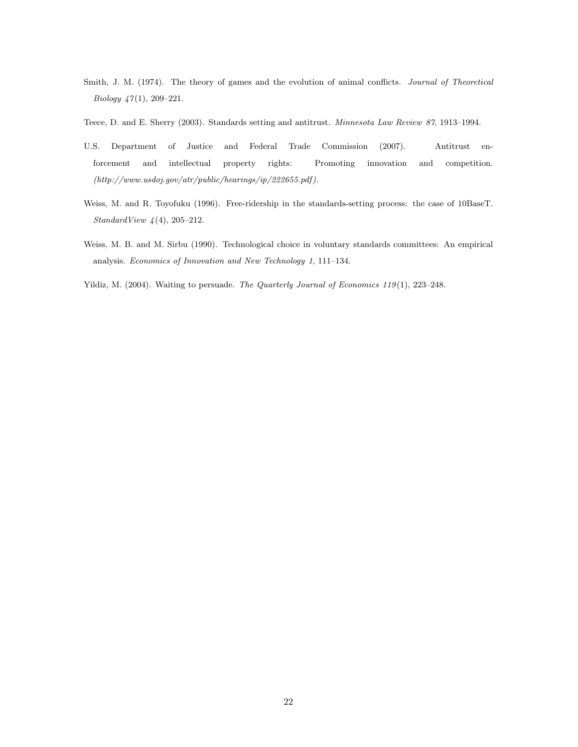Smith, J. M. (1974). The theory of games and the evolution of animal conflicts. *Journal of Theoretical Biology 47*(1), 209–221.

Teece, D. and E. Sherry (2003). Standards setting and antitrust. *Minnesota Law Review 87*, 1913–1994.

U.S. Department of Justice and Federal Trade Commission (2007). Antitrust enforcement and intellectual property rights: Promoting innovation and competition. *(http://www.usdoj.gov/atr/public/hearings/ip/222655.pdf)*.

Weiss, M. and R. Toyofuku (1996). Free-ridership in the standards-setting process: the case of 10BaseT. *StandardView 4*(4), 205–212.

Weiss, M. B. and M. Sirbu (1990). Technological choice in voluntary standards committees: An empirical analysis. *Economics of Innovation and New Technology 1*, 111–134.

Yildiz, M. (2004). Waiting to persuade. *The Quarterly Journal of Economics 119*(1), 223–248.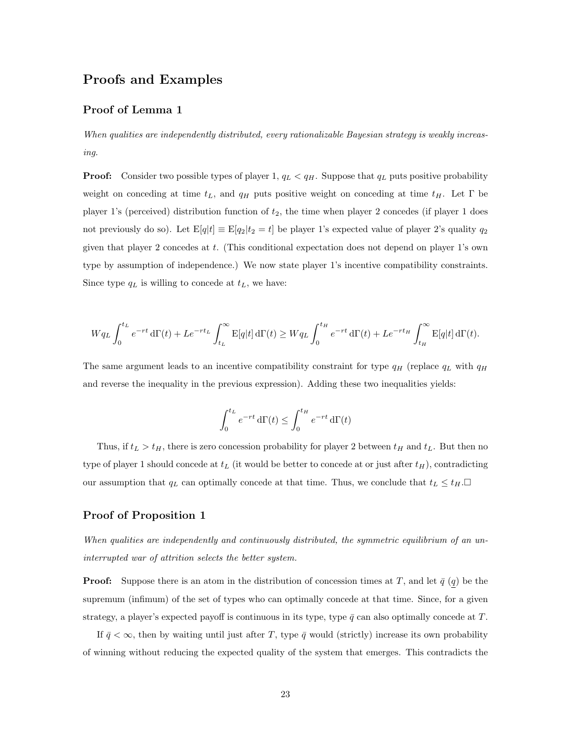# Proofs and Examples

## Proof of Lemma 1

*When qualities are independently distributed, every rationalizable Bayesian strategy is weakly increasing.*

**Proof:** Consider two possible types of player 1, $q_L < q_H$. Suppose that $q_L$ puts positive probability weight on conceding at time $t_L$, and $q_H$ puts positive weight on conceding at time $t_H$. Let $\Gamma$ be player 1's (perceived) distribution function of $t_2$, the time when player 2 concedes (if player 1 does not previously do so). Let $\mathrm{E}[q|t] \equiv \mathrm{E}[q_2|t_2 = t]$ be player 1's expected value of player 2's quality $q_2$ given that player 2 concedes at $t$. (This conditional expectation does not depend on player 1's own type by assumption of independence.) We now state player 1's incentive compatibility constraints. Since type $q_L$ is willing to concede at $t_L$, we have:

$$Wq_L \int_0^{t_L} e^{-rt}\,\mathrm{d}\Gamma(t) + Le^{-rt_L} \int_{t_L}^{\infty} \mathrm{E}[q|t]\,\mathrm{d}\Gamma(t) \geq Wq_L \int_0^{t_H} e^{-rt}\,\mathrm{d}\Gamma(t) + Le^{-rt_H} \int_{t_H}^{\infty} \mathrm{E}[q|t]\,\mathrm{d}\Gamma(t).$$

The same argument leads to an incentive compatibility constraint for type $q_H$ (replace $q_L$ with $q_H$ and reverse the inequality in the previous expression). Adding these two inequalities yields:

$$\int_0^{t_L} e^{-rt}\,\mathrm{d}\Gamma(t) \leq \int_0^{t_H} e^{-rt}\,\mathrm{d}\Gamma(t)$$

Thus, if $t_L > t_H$, there is zero concession probability for player 2 between $t_H$ and $t_L$. But then no type of player 1 should concede at $t_L$ (it would be better to concede at or just after $t_H$), contradicting our assumption that $q_L$ can optimally concede at that time. Thus, we conclude that $t_L \leq t_H$.□

## Proof of Proposition 1

*When qualities are independently and continuously distributed, the symmetric equilibrium of an uninterrupted war of attrition selects the better system.*

**Proof:** Suppose there is an atom in the distribution of concession times at $T$, and let $\bar{q}$ ($\underline{q}$) be the supremum (infimum) of the set of types who can optimally concede at that time. Since, for a given strategy, a player's expected payoff is continuous in its type, type $\bar{q}$ can also optimally concede at $T$.

If $\bar{q} < \infty$, then by waiting until just after $T$, type $\bar{q}$ would (strictly) increase its own probability of winning without reducing the expected quality of the system that emerges. This contradicts the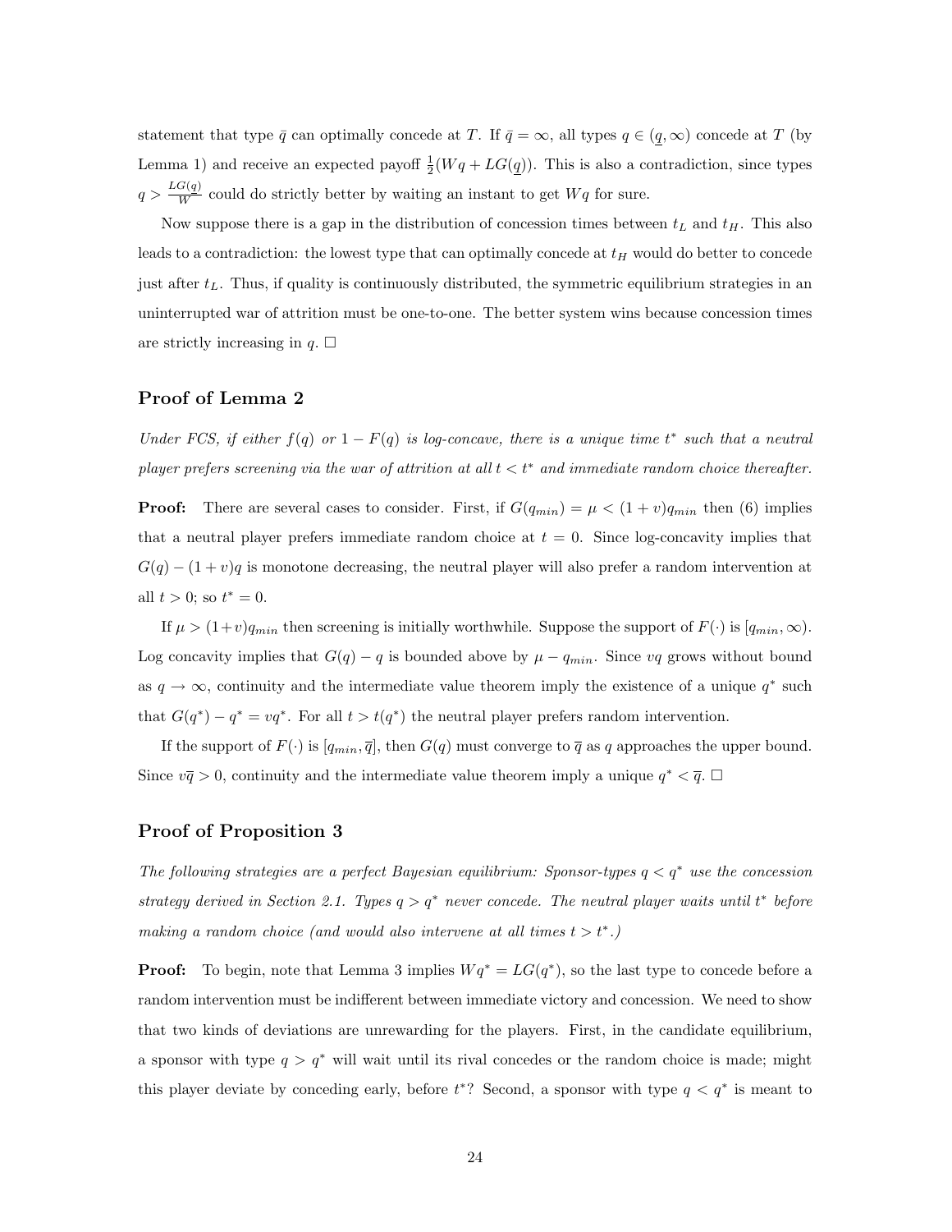statement that type $\bar{q}$ can optimally concede at $T$. If $\bar{q} = \infty$, all types $q \in (\underline{q}, \infty)$ concede at $T$ (by Lemma 1) and receive an expected payoff $\frac{1}{2}(Wq + LG(\underline{q}))$. This is also a contradiction, since types $q > \frac{LG(q)}{W}$ could do strictly better by waiting an instant to get $Wq$ for sure.

Now suppose there is a gap in the distribution of concession times between $t_L$ and $t_H$. This also leads to a contradiction: the lowest type that can optimally concede at $t_H$ would do better to concede just after $t_L$. Thus, if quality is continuously distributed, the symmetric equilibrium strategies in an uninterrupted war of attrition must be one-to-one. The better system wins because concession times are strictly increasing in $q$. □

### Proof of Lemma 2

*Under FCS, if either $f(q)$ or $1 - F(q)$ is log-concave, there is a unique time $t^*$ such that a neutral player prefers screening via the war of attrition at all $t < t^*$ and immediate random choice thereafter.*

**Proof:** There are several cases to consider. First, if $G(q_{min}) = \mu < (1+v)q_{min}$ then (6) implies that a neutral player prefers immediate random choice at $t = 0$. Since log-concavity implies that $G(q) - (1+v)q$ is monotone decreasing, the neutral player will also prefer a random intervention at all $t > 0$; so $t^* = 0$.

If $\mu > (1+v)q_{min}$ then screening is initially worthwhile. Suppose the support of $F(\cdot)$ is $[q_{min}, \infty)$. Log concavity implies that $G(q) - q$ is bounded above by $\mu - q_{min}$. Since $vq$ grows without bound as $q \to \infty$, continuity and the intermediate value theorem imply the existence of a unique $q^*$ such that $G(q^*) - q^* = vq^*$. For all $t > t(q^*)$ the neutral player prefers random intervention.

If the support of $F(\cdot)$ is $[q_{min}, \overline{q}]$, then $G(q)$ must converge to $\overline{q}$ as $q$ approaches the upper bound. Since $v\overline{q} > 0$, continuity and the intermediate value theorem imply a unique $q^* < \overline{q}$. □

### Proof of Proposition 3

*The following strategies are a perfect Bayesian equilibrium: Sponsor-types $q < q^*$ use the concession strategy derived in Section 2.1. Types $q > q^*$ never concede. The neutral player waits until $t^*$ before making a random choice (and would also intervene at all times $t > t^*$.)*

**Proof:** To begin, note that Lemma 3 implies $Wq^* = LG(q^*)$, so the last type to concede before a random intervention must be indifferent between immediate victory and concession. We need to show that two kinds of deviations are unrewarding for the players. First, in the candidate equilibrium, a sponsor with type $q > q^*$ will wait until its rival concedes or the random choice is made; might this player deviate by conceding early, before $t^*$? Second, a sponsor with type $q < q^*$ is meant to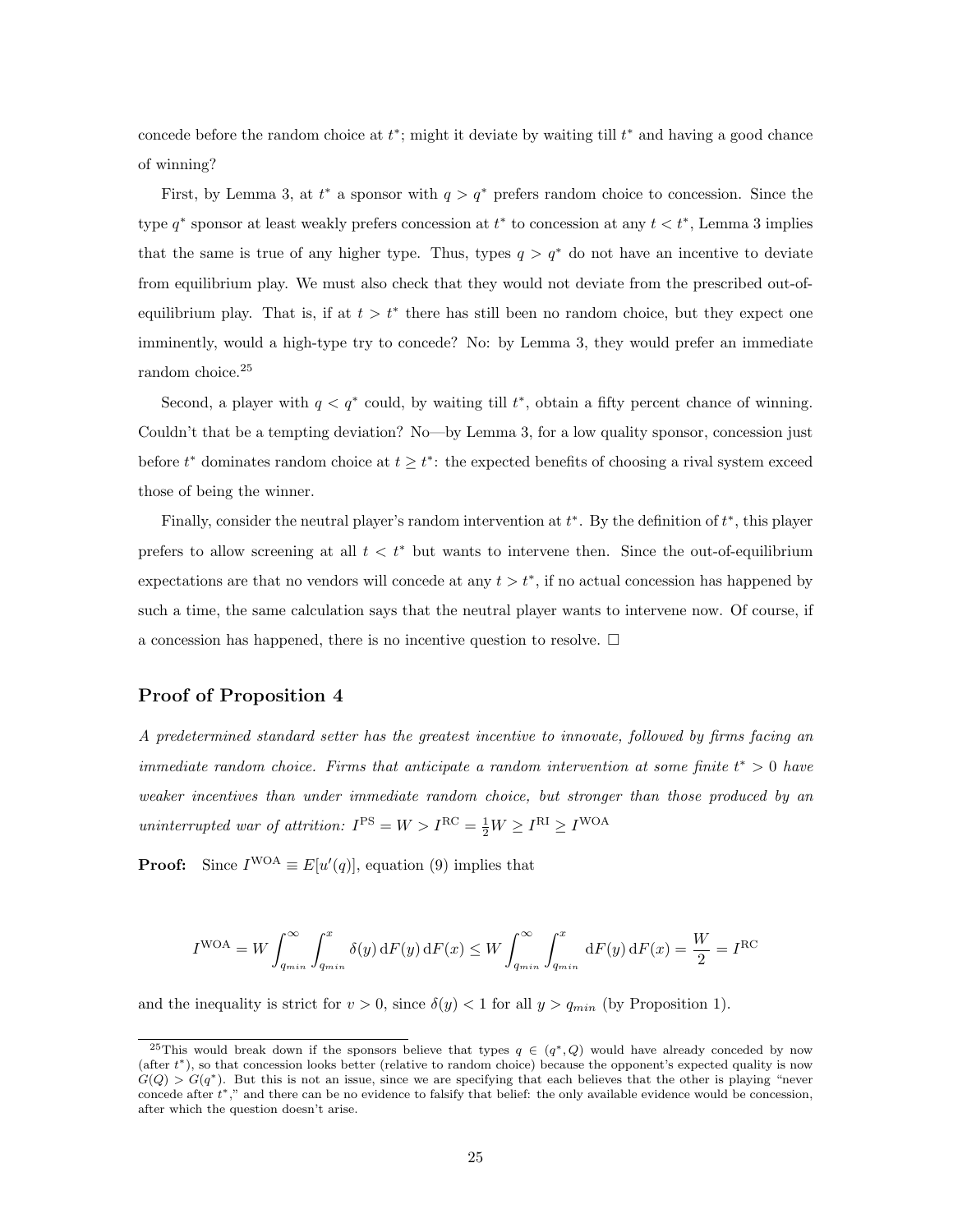concede before the random choice at $t^*$; might it deviate by waiting till $t^*$ and having a good chance of winning?

First, by Lemma 3, at $t^*$ a sponsor with $q > q^*$ prefers random choice to concession. Since the type $q^*$ sponsor at least weakly prefers concession at $t^*$ to concession at any $t < t^*$, Lemma 3 implies that the same is true of any higher type. Thus, types $q > q^*$ do not have an incentive to deviate from equilibrium play. We must also check that they would not deviate from the prescribed out-of-equilibrium play. That is, if at $t > t^*$ there has still been no random choice, but they expect one imminently, would a high-type try to concede? No: by Lemma 3, they would prefer an immediate random choice.[25]

Second, a player with $q < q^*$ could, by waiting till $t^*$, obtain a fifty percent chance of winning. Couldn't that be a tempting deviation? No—by Lemma 3, for a low quality sponsor, concession just before $t^*$ dominates random choice at $t \geq t^*$: the expected benefits of choosing a rival system exceed those of being the winner.

Finally, consider the neutral player's random intervention at $t^*$. By the definition of $t^*$, this player prefers to allow screening at all $t < t^*$ but wants to intervene then. Since the out-of-equilibrium expectations are that no vendors will concede at any $t > t^*$, if no actual concession has happened by such a time, the same calculation says that the neutral player wants to intervene now. Of course, if a concession has happened, there is no incentive question to resolve. □

## Proof of Proposition 4

*A predetermined standard setter has the greatest incentive to innovate, followed by firms facing an immediate random choice. Firms that anticipate a random intervention at some finite $t^* > 0$ have weaker incentives than under immediate random choice, but stronger than those produced by an uninterrupted war of attrition: $I^{\mathrm{PS}} = W > I^{\mathrm{RC}} = \frac{1}{2}W \geq I^{\mathrm{RI}} \geq I^{\mathrm{WOA}}$*

**Proof:** Since $I^{\mathrm{WOA}} \equiv E[u'(q)]$, equation (9) implies that

$$I^{\mathrm{WOA}} = W \int_{q_{min}}^{\infty} \int_{q_{min}}^{x} \delta(y)\, \mathrm{d}F(y)\, \mathrm{d}F(x) \leq W \int_{q_{min}}^{\infty} \int_{q_{min}}^{x} \mathrm{d}F(y)\, \mathrm{d}F(x) = \frac{W}{2} = I^{\mathrm{RC}}$$

and the inequality is strict for $v > 0$, since $\delta(y) < 1$ for all $y > q_{min}$ (by Proposition 1).

[25] This would break down if the sponsors believe that types $q \in (q^*, Q)$ would have already conceded by now (after $t^*$), so that concession looks better (relative to random choice) because the opponent's expected quality is now $G(Q) > G(q^*)$. But this is not an issue, since we are specifying that each believes that the other is playing "never concede after $t^*$," and there can be no evidence to falsify that belief: the only available evidence would be concession, after which the question doesn't arise.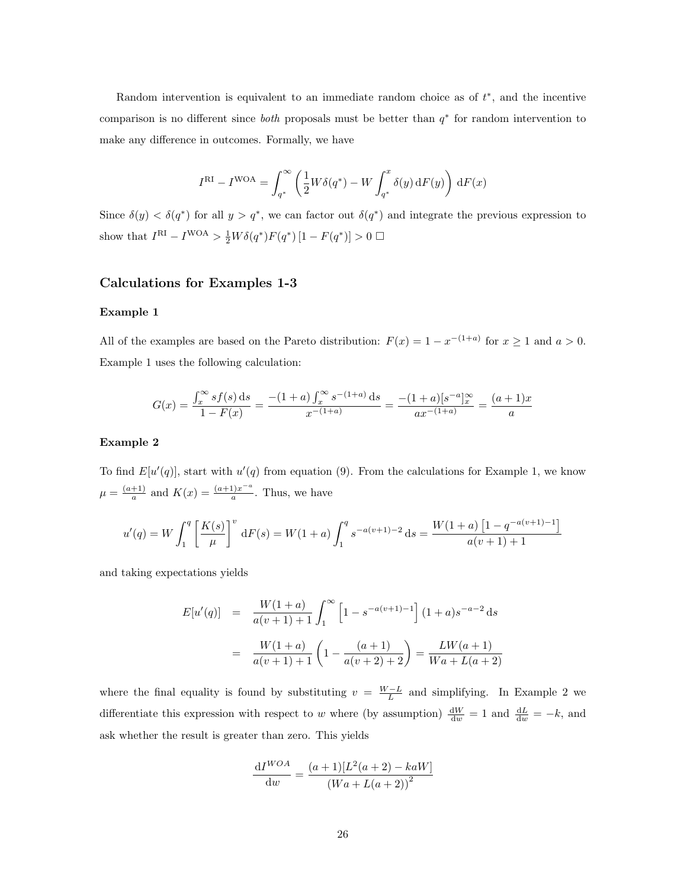Random intervention is equivalent to an immediate random choice as of $t^*$, and the incentive comparison is no different since *both* proposals must be better than $q^*$ for random intervention to make any difference in outcomes. Formally, we have

$$I^{\mathrm{RI}} - I^{\mathrm{WOA}} = \int_{q^*}^{\infty} \left( \frac{1}{2} W \delta(q^*) - W \int_{q^*}^{x} \delta(y)\, \mathrm{d}F(y) \right) \mathrm{d}F(x)$$

Since $\delta(y) < \delta(q^*)$ for all $y > q^*$, we can factor out $\delta(q^*)$ and integrate the previous expression to show that $I^{\mathrm{RI}} - I^{\mathrm{WOA}} > \frac{1}{2} W \delta(q^*) F(q^*) \left[1 - F(q^*)\right] > 0$ $\square$

## Calculations for Examples 1-3

### Example 1

All of the examples are based on the Pareto distribution: $F(x) = 1 - x^{-(1+a)}$ for $x \geq 1$ and $a > 0$. Example 1 uses the following calculation:

$$G(x) = \frac{\int_x^{\infty} s f(s)\, \mathrm{d}s}{1 - F(x)} = \frac{-(1+a) \int_x^{\infty} s^{-(1+a)}\, \mathrm{d}s}{x^{-(1+a)}} = \frac{-(1+a)[s^{-a}]_x^{\infty}}{a x^{-(1+a)}} = \frac{(a+1)x}{a}$$

### Example 2

To find $E[u'(q)]$, start with $u'(q)$ from equation (9). From the calculations for Example 1, we know $\mu = \frac{(a+1)}{a}$ and $K(x) = \frac{(a+1)x^{-a}}{a}$. Thus, we have

$$u'(q) = W \int_1^q \left[ \frac{K(s)}{\mu} \right]^v \mathrm{d}F(s) = W(1+a) \int_1^q s^{-a(v+1)-2}\, \mathrm{d}s = \frac{W(1+a)\left[1 - q^{-a(v+1)-1}\right]}{a(v+1)+1}$$

and taking expectations yields

$$\begin{aligned}
E[u'(q)] &= \frac{W(1+a)}{a(v+1)+1} \int_1^{\infty} \left[1 - s^{-a(v+1)-1}\right] (1+a) s^{-a-2}\, \mathrm{d}s \\
&= \frac{W(1+a)}{a(v+1)+1} \left( 1 - \frac{(a+1)}{a(v+2)+2} \right) = \frac{LW(a+1)}{Wa + L(a+2)}
\end{aligned}$$

where the final equality is found by substituting $v = \frac{W-L}{L}$ and simplifying. In Example 2 we differentiate this expression with respect to $w$ where (by assumption) $\frac{\mathrm{d}W}{\mathrm{d}w} = 1$ and $\frac{\mathrm{d}L}{\mathrm{d}w} = -k$, and ask whether the result is greater than zero. This yields

$$\frac{\mathrm{d}I^{WOA}}{\mathrm{d}w} = \frac{(a+1)[L^2(a+2) - kaW]}{\left(Wa + L(a+2)\right)^2}$$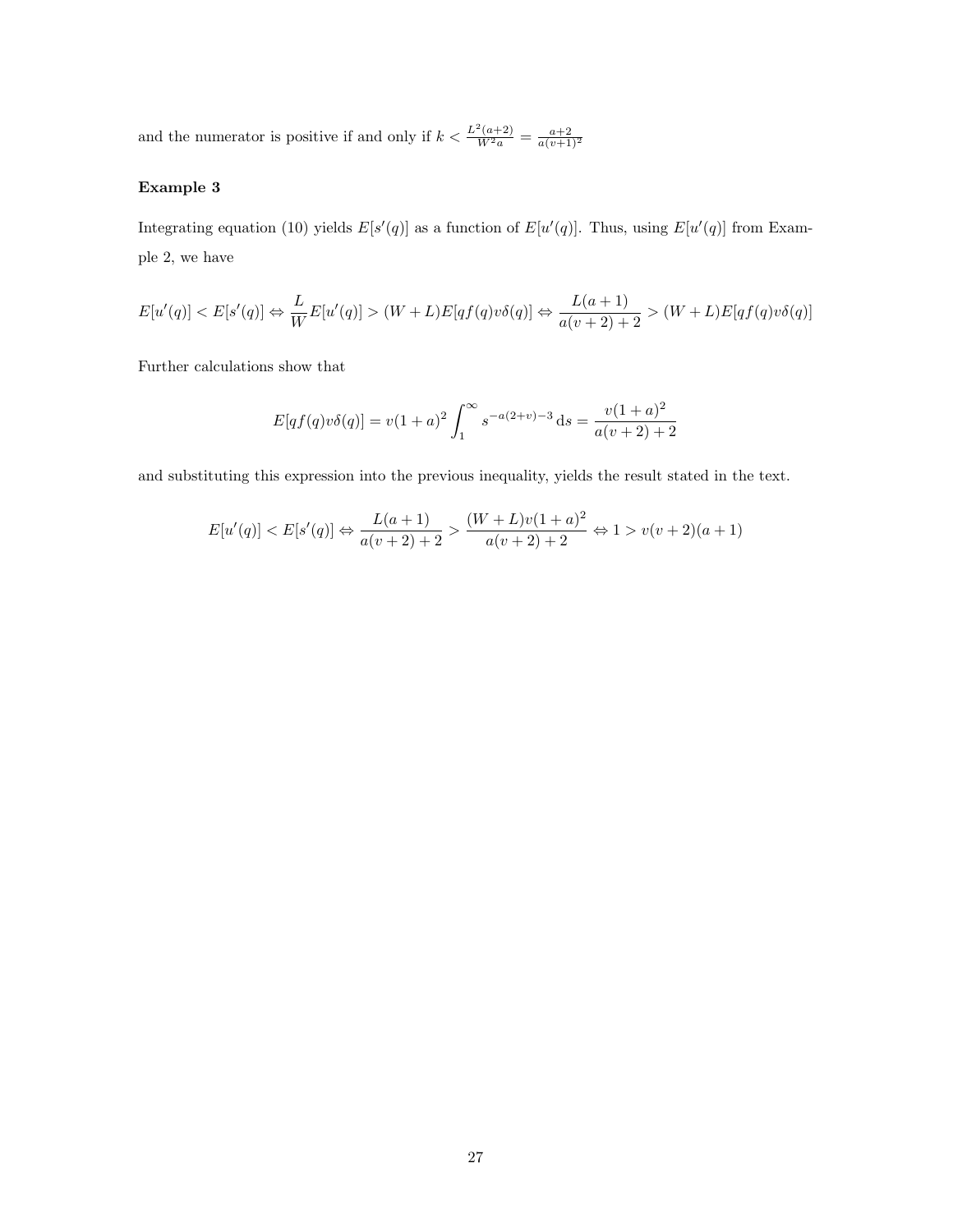and the numerator is positive if and only if $k < \frac{L^2(a+2)}{W^2 a} = \frac{a+2}{a(v+1)^2}$

### Example 3

Integrating equation (10) yields $E[s'(q)]$ as a function of $E[u'(q)]$. Thus, using $E[u'(q)]$ from Example 2, we have

$$E[u'(q)] < E[s'(q)] \Leftrightarrow \frac{L}{W}E[u'(q)] > (W+L)E[qf(q)v\delta(q)] \Leftrightarrow \frac{L(a+1)}{a(v+2)+2} > (W+L)E[qf(q)v\delta(q)]$$

Further calculations show that

$$E[qf(q)v\delta(q)] = v(1+a)^2 \int_1^{\infty} s^{-a(2+v)-3}\,\mathrm{d}s = \frac{v(1+a)^2}{a(v+2)+2}$$

and substituting this expression into the previous inequality, yields the result stated in the text.

$$E[u'(q)] < E[s'(q)] \Leftrightarrow \frac{L(a+1)}{a(v+2)+2} > \frac{(W+L)v(1+a)^2}{a(v+2)+2} \Leftrightarrow 1 > v(v+2)(a+1)$$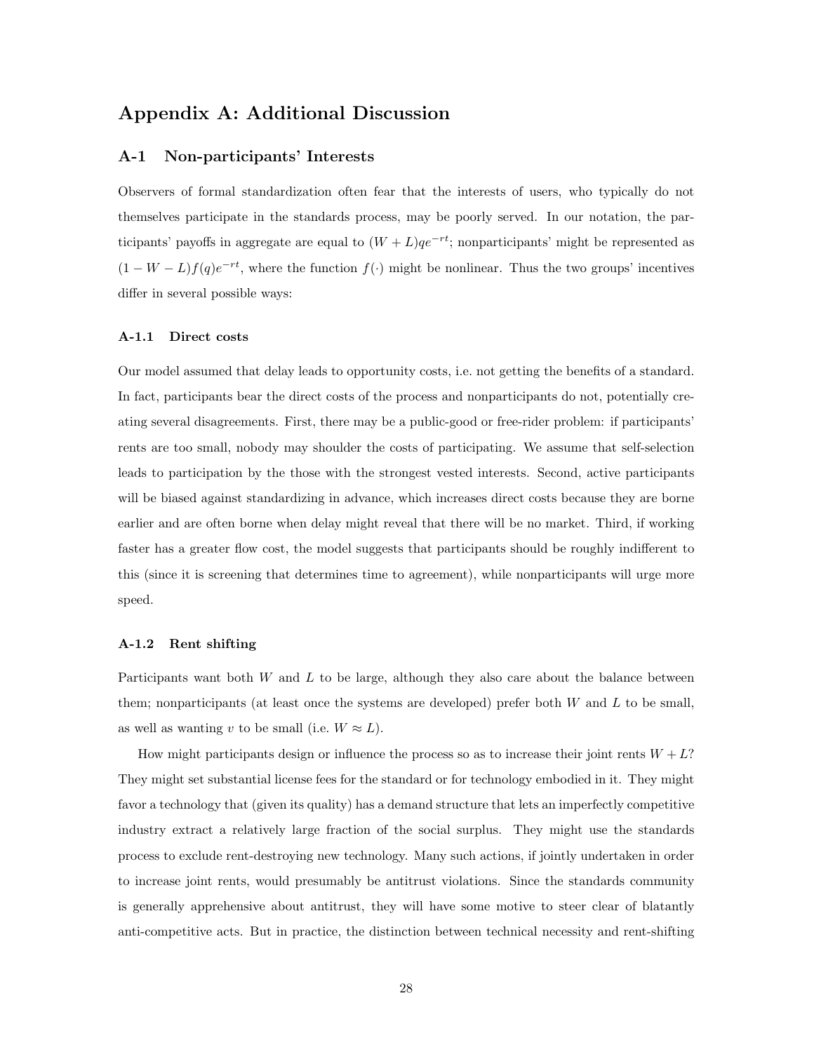# Appendix A: Additional Discussion

## A-1 Non-participants' Interests

Observers of formal standardization often fear that the interests of users, who typically do not themselves participate in the standards process, may be poorly served. In our notation, the participants' payoffs in aggregate are equal to $(W + L)qe^{-rt}$; nonparticipants' might be represented as $(1 - W - L)f(q)e^{-rt}$, where the function $f(\cdot)$ might be nonlinear. Thus the two groups' incentives differ in several possible ways:

### A-1.1 Direct costs

Our model assumed that delay leads to opportunity costs, i.e. not getting the benefits of a standard. In fact, participants bear the direct costs of the process and nonparticipants do not, potentially creating several disagreements. First, there may be a public-good or free-rider problem: if participants' rents are too small, nobody may shoulder the costs of participating. We assume that self-selection leads to participation by the those with the strongest vested interests. Second, active participants will be biased against standardizing in advance, which increases direct costs because they are borne earlier and are often borne when delay might reveal that there will be no market. Third, if working faster has a greater flow cost, the model suggests that participants should be roughly indifferent to this (since it is screening that determines time to agreement), while nonparticipants will urge more speed.

### A-1.2 Rent shifting

Participants want both $W$ and $L$ to be large, although they also care about the balance between them; nonparticipants (at least once the systems are developed) prefer both $W$ and $L$ to be small, as well as wanting $v$ to be small (i.e. $W \approx L$).

How might participants design or influence the process so as to increase their joint rents $W + L$? They might set substantial license fees for the standard or for technology embodied in it. They might favor a technology that (given its quality) has a demand structure that lets an imperfectly competitive industry extract a relatively large fraction of the social surplus. They might use the standards process to exclude rent-destroying new technology. Many such actions, if jointly undertaken in order to increase joint rents, would presumably be antitrust violations. Since the standards community is generally apprehensive about antitrust, they will have some motive to steer clear of blatantly anti-competitive acts. But in practice, the distinction between technical necessity and rent-shifting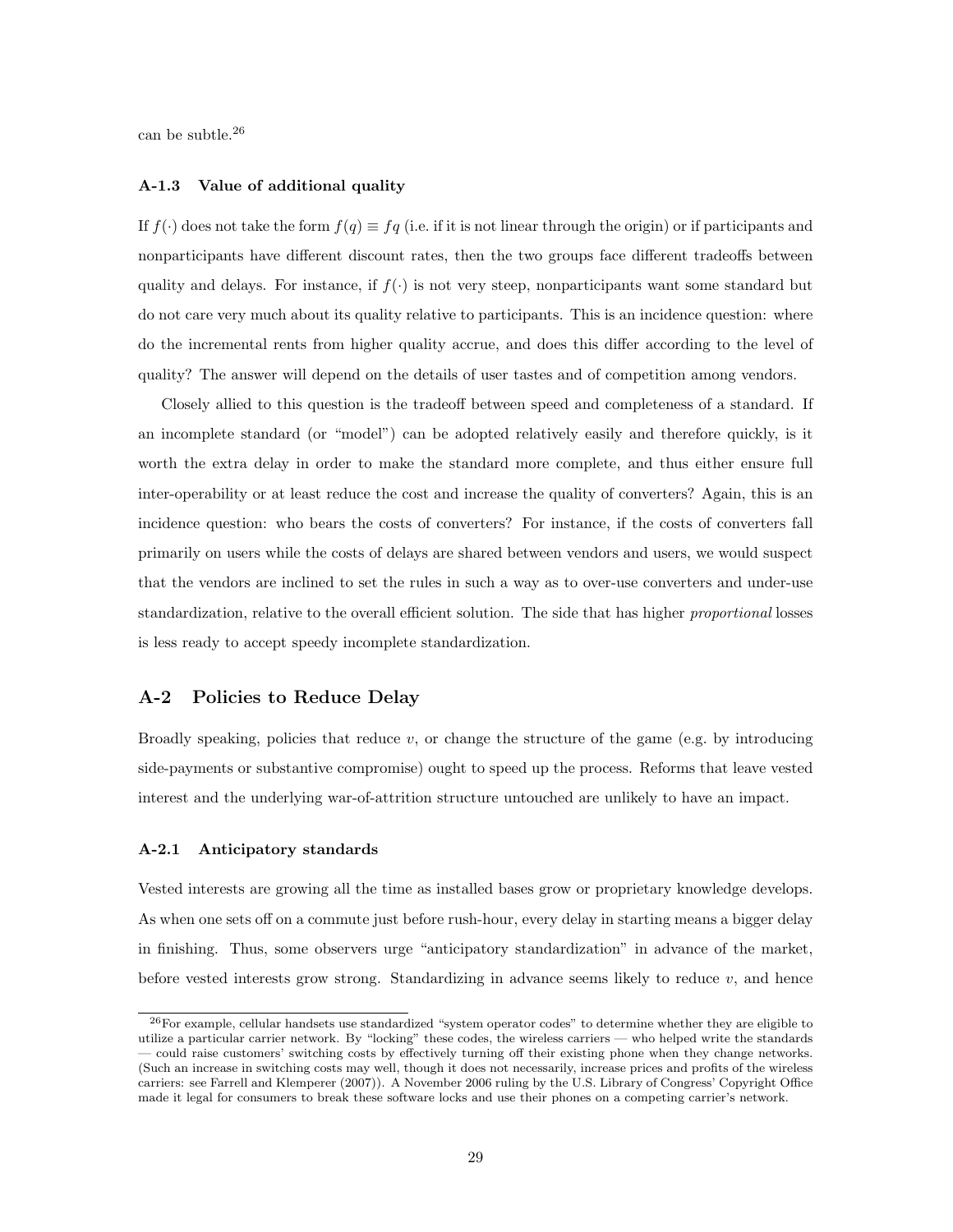can be subtle.[26]

### A-1.3 Value of additional quality

If $f(\cdot)$ does not take the form $f(q) \equiv fq$ (i.e. if it is not linear through the origin) or if participants and nonparticipants have different discount rates, then the two groups face different tradeoffs between quality and delays. For instance, if $f(\cdot)$ is not very steep, nonparticipants want some standard but do not care very much about its quality relative to participants. This is an incidence question: where do the incremental rents from higher quality accrue, and does this differ according to the level of quality? The answer will depend on the details of user tastes and of competition among vendors.

Closely allied to this question is the tradeoff between speed and completeness of a standard. If an incomplete standard (or "model") can be adopted relatively easily and therefore quickly, is it worth the extra delay in order to make the standard more complete, and thus either ensure full inter-operability or at least reduce the cost and increase the quality of converters? Again, this is an incidence question: who bears the costs of converters? For instance, if the costs of converters fall primarily on users while the costs of delays are shared between vendors and users, we would suspect that the vendors are inclined to set the rules in such a way as to over-use converters and under-use standardization, relative to the overall efficient solution. The side that has higher *proportional* losses is less ready to accept speedy incomplete standardization.

## A-2 Policies to Reduce Delay

Broadly speaking, policies that reduce $v$, or change the structure of the game (e.g. by introducing side-payments or substantive compromise) ought to speed up the process. Reforms that leave vested interest and the underlying war-of-attrition structure untouched are unlikely to have an impact.

### A-2.1 Anticipatory standards

Vested interests are growing all the time as installed bases grow or proprietary knowledge develops. As when one sets off on a commute just before rush-hour, every delay in starting means a bigger delay in finishing. Thus, some observers urge "anticipatory standardization" in advance of the market, before vested interests grow strong. Standardizing in advance seems likely to reduce $v$, and hence

[26] For example, cellular handsets use standardized "system operator codes" to determine whether they are eligible to utilize a particular carrier network. By "locking" these codes, the wireless carriers — who helped write the standards — could raise customers' switching costs by effectively turning off their existing phone when they change networks. (Such an increase in switching costs may well, though it does not necessarily, increase prices and profits of the wireless carriers: see Farrell and Klemperer (2007)). A November 2006 ruling by the U.S. Library of Congress' Copyright Office made it legal for consumers to break these software locks and use their phones on a competing carrier's network.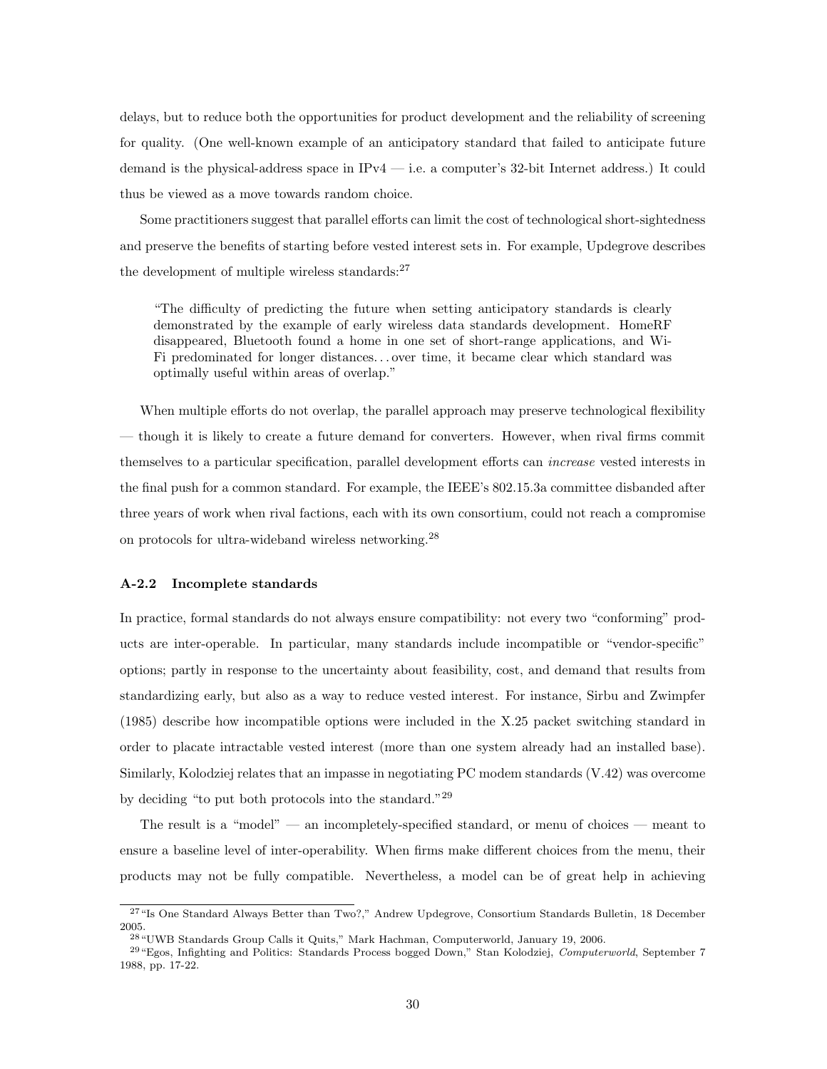delays, but to reduce both the opportunities for product development and the reliability of screening for quality. (One well-known example of an anticipatory standard that failed to anticipate future demand is the physical-address space in IPv4 — i.e. a computer's 32-bit Internet address.) It could thus be viewed as a move towards random choice.

Some practitioners suggest that parallel efforts can limit the cost of technological short-sightedness and preserve the benefits of starting before vested interest sets in. For example, Updegrove describes the development of multiple wireless standards:[27]

> "The difficulty of predicting the future when setting anticipatory standards is clearly demonstrated by the example of early wireless data standards development. HomeRF disappeared, Bluetooth found a home in one set of short-range applications, and Wi-Fi predominated for longer distances. . . over time, it became clear which standard was optimally useful within areas of overlap."

When multiple efforts do not overlap, the parallel approach may preserve technological flexibility — though it is likely to create a future demand for converters. However, when rival firms commit themselves to a particular specification, parallel development efforts can *increase* vested interests in the final push for a common standard. For example, the IEEE's 802.15.3a committee disbanded after three years of work when rival factions, each with its own consortium, could not reach a compromise on protocols for ultra-wideband wireless networking.[28]

### A-2.2 Incomplete standards

In practice, formal standards do not always ensure compatibility: not every two "conforming" products are inter-operable. In particular, many standards include incompatible or "vendor-specific" options; partly in response to the uncertainty about feasibility, cost, and demand that results from standardizing early, but also as a way to reduce vested interest. For instance, Sirbu and Zwimpfer (1985) describe how incompatible options were included in the X.25 packet switching standard in order to placate intractable vested interest (more than one system already had an installed base). Similarly, Kolodziej relates that an impasse in negotiating PC modem standards (V.42) was overcome by deciding "to put both protocols into the standard."[29]

The result is a "model" — an incompletely-specified standard, or menu of choices — meant to ensure a baseline level of inter-operability. When firms make different choices from the menu, their products may not be fully compatible. Nevertheless, a model can be of great help in achieving

---

[27] "Is One Standard Always Better than Two?," Andrew Updegrove, Consortium Standards Bulletin, 18 December 2005.

[28] "UWB Standards Group Calls it Quits," Mark Hachman, Computerworld, January 19, 2006.

[29] "Egos, Infighting and Politics: Standards Process bogged Down," Stan Kolodziej, *Computerworld*, September 7 1988, pp. 17-22.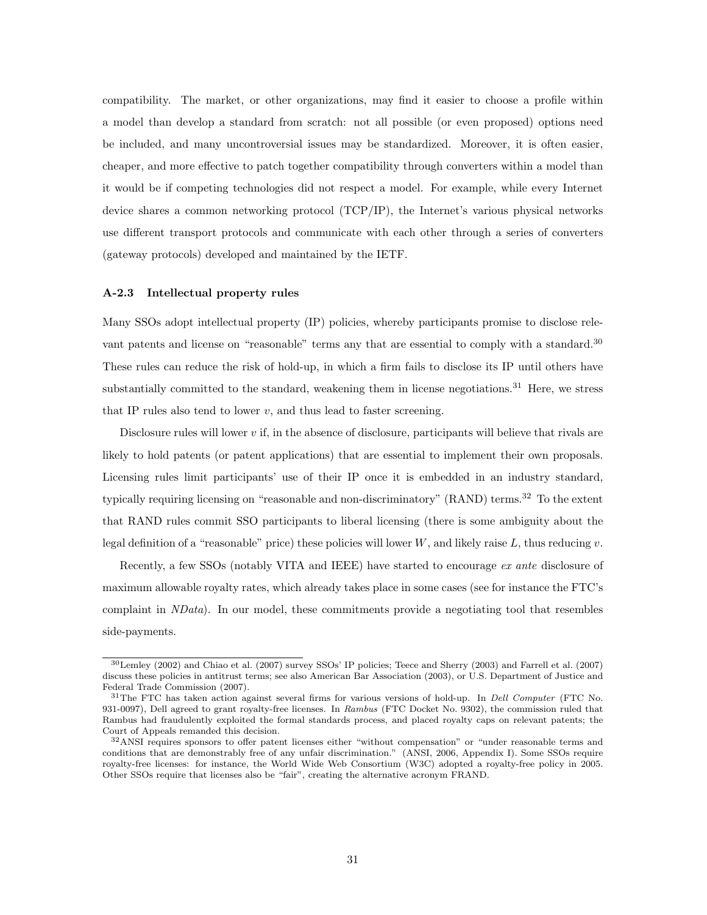compatibility. The market, or other organizations, may find it easier to choose a profile within a model than develop a standard from scratch: not all possible (or even proposed) options need be included, and many uncontroversial issues may be standardized. Moreover, it is often easier, cheaper, and more effective to patch together compatibility through converters within a model than it would be if competing technologies did not respect a model. For example, while every Internet device shares a common networking protocol (TCP/IP), the Internet's various physical networks use different transport protocols and communicate with each other through a series of converters (gateway protocols) developed and maintained by the IETF.

### A-2.3 Intellectual property rules

Many SSOs adopt intellectual property (IP) policies, whereby participants promise to disclose relevant patents and license on "reasonable" terms any that are essential to comply with a standard.[30] These rules can reduce the risk of hold-up, in which a firm fails to disclose its IP until others have substantially committed to the standard, weakening them in license negotiations.[31] Here, we stress that IP rules also tend to lower $v$, and thus lead to faster screening.

Disclosure rules will lower $v$ if, in the absence of disclosure, participants will believe that rivals are likely to hold patents (or patent applications) that are essential to implement their own proposals. Licensing rules limit participants' use of their IP once it is embedded in an industry standard, typically requiring licensing on "reasonable and non-discriminatory" (RAND) terms.[32] To the extent that RAND rules commit SSO participants to liberal licensing (there is some ambiguity about the legal definition of a "reasonable" price) these policies will lower $W$, and likely raise $L$, thus reducing $v$.

Recently, a few SSOs (notably VITA and IEEE) have started to encourage *ex ante* disclosure of maximum allowable royalty rates, which already takes place in some cases (see for instance the FTC's complaint in *NData*). In our model, these commitments provide a negotiating tool that resembles side-payments.

---

[30] Lemley (2002) and Chiao et al. (2007) survey SSOs' IP policies; Teece and Sherry (2003) and Farrell et al. (2007) discuss these policies in antitrust terms; see also American Bar Association (2003), or U.S. Department of Justice and Federal Trade Commission (2007).

[31] The FTC has taken action against several firms for various versions of hold-up. In *Dell Computer* (FTC No. 931-0097), Dell agreed to grant royalty-free licenses. In *Rambus* (FTC Docket No. 9302), the commission ruled that Rambus had fraudulently exploited the formal standards process, and placed royalty caps on relevant patents; the Court of Appeals remanded this decision.

[32] ANSI requires sponsors to offer patent licenses either "without compensation" or "under reasonable terms and conditions that are demonstrably free of any unfair discrimination." (ANSI, 2006, Appendix I). Some SSOs require royalty-free licenses: for instance, the World Wide Web Consortium (W3C) adopted a royalty-free policy in 2005. Other SSOs require that licenses also be "fair", creating the alternative acronym FRAND.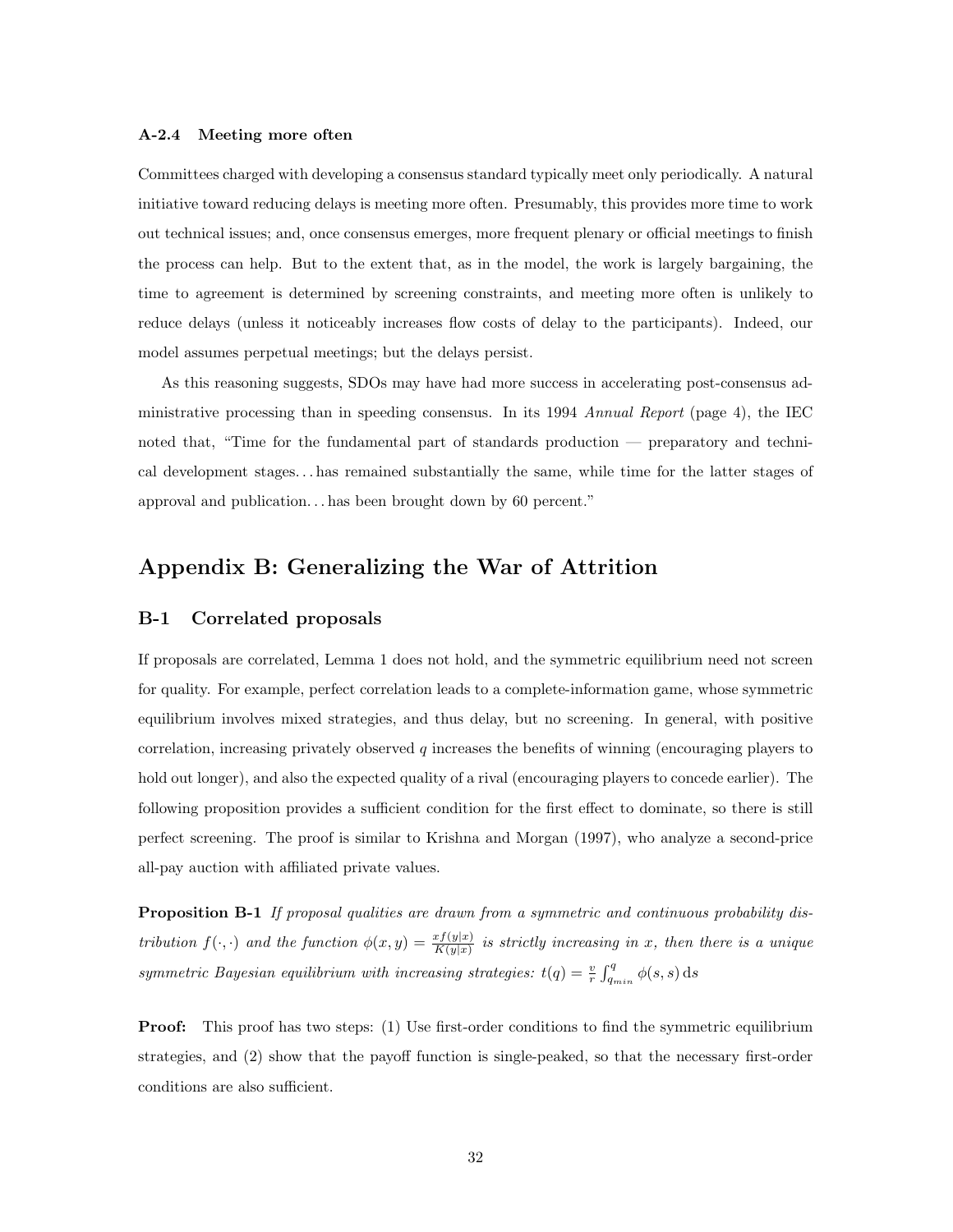#### A-2.4 Meeting more often

Committees charged with developing a consensus standard typically meet only periodically. A natural initiative toward reducing delays is meeting more often. Presumably, this provides more time to work out technical issues; and, once consensus emerges, more frequent plenary or official meetings to finish the process can help. But to the extent that, as in the model, the work is largely bargaining, the time to agreement is determined by screening constraints, and meeting more often is unlikely to reduce delays (unless it noticeably increases flow costs of delay to the participants). Indeed, our model assumes perpetual meetings; but the delays persist.

As this reasoning suggests, SDOs may have had more success in accelerating post-consensus administrative processing than in speeding consensus. In its 1994 *Annual Report* (page 4), the IEC noted that, "Time for the fundamental part of standards production — preparatory and technical development stages. . . has remained substantially the same, while time for the latter stages of approval and publication. . . has been brought down by 60 percent."

## Appendix B: Generalizing the War of Attrition

### B-1 Correlated proposals

If proposals are correlated, Lemma 1 does not hold, and the symmetric equilibrium need not screen for quality. For example, perfect correlation leads to a complete-information game, whose symmetric equilibrium involves mixed strategies, and thus delay, but no screening. In general, with positive correlation, increasing privately observed $q$ increases the benefits of winning (encouraging players to hold out longer), and also the expected quality of a rival (encouraging players to concede earlier). The following proposition provides a sufficient condition for the first effect to dominate, so there is still perfect screening. The proof is similar to Krishna and Morgan (1997), who analyze a second-price all-pay auction with affiliated private values.

**Proposition B-1** *If proposal qualities are drawn from a symmetric and continuous probability distribution $f(\cdot,\cdot)$ and the function $\phi(x,y) = \frac{xf(y|x)}{K(y|x)}$ is strictly increasing in $x$, then there is a unique symmetric Bayesian equilibrium with increasing strategies: $t(q) = \frac{v}{r}\int_{q_{min}}^{q} \phi(s,s)\,\mathrm{d}s$*

**Proof:** This proof has two steps: (1) Use first-order conditions to find the symmetric equilibrium strategies, and (2) show that the payoff function is single-peaked, so that the necessary first-order conditions are also sufficient.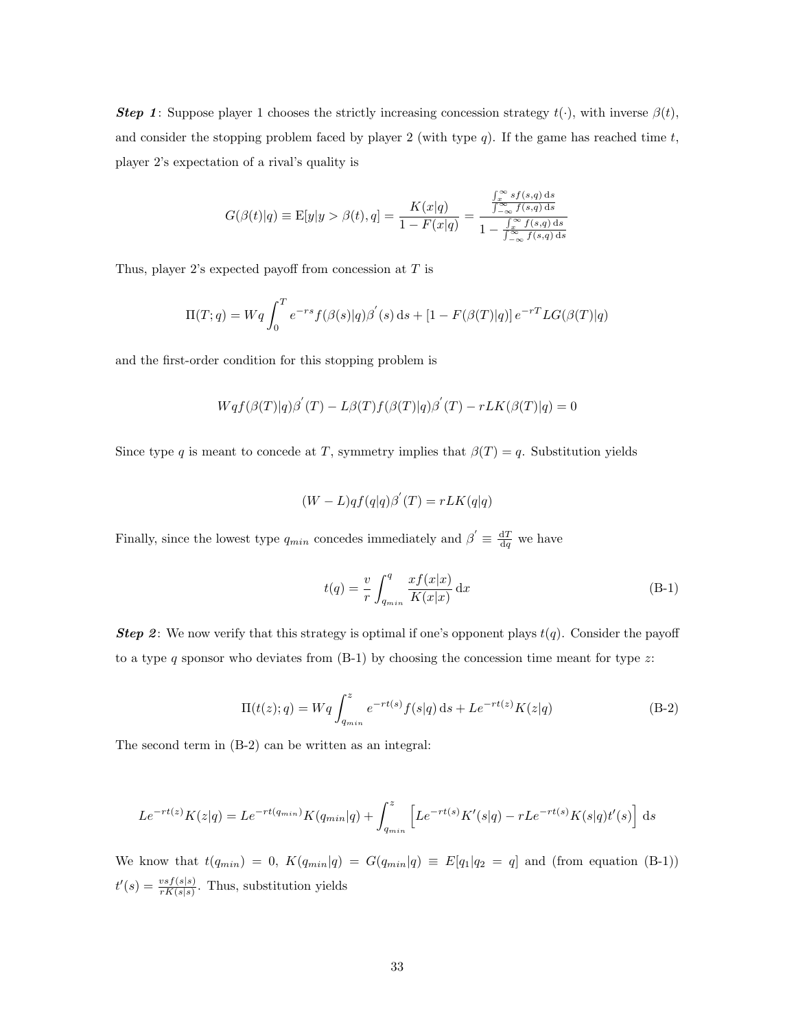***Step 1***: Suppose player 1 chooses the strictly increasing concession strategy $t(\cdot)$, with inverse $\beta(t)$, and consider the stopping problem faced by player 2 (with type $q$). If the game has reached time $t$, player 2's expectation of a rival's quality is

$$G(\beta(t)|q) \equiv \mathrm{E}[y|y > \beta(t), q] = \frac{K(x|q)}{1 - F(x|q)} = \frac{\frac{\int_x^\infty sf(s,q)\,\mathrm{d}s}{\int_{-\infty}^\infty f(s,q)\,\mathrm{d}s}}{1 - \frac{\int_x^\infty f(s,q)\,\mathrm{d}s}{\int_{-\infty}^\infty f(s,q)\,\mathrm{d}s}}$$

Thus, player 2's expected payoff from concession at $T$ is

$$\Pi(T;q) = Wq\int_0^T e^{-rs} f(\beta(s)|q)\beta^{'}(s)\,\mathrm{d}s + [1 - F(\beta(T)|q)]\,e^{-rT}LG(\beta(T)|q)$$

and the first-order condition for this stopping problem is

$$Wqf(\beta(T)|q)\beta^{'}(T) - L\beta(T)f(\beta(T)|q)\beta^{'}(T) - rLK(\beta(T)|q) = 0$$

Since type $q$ is meant to concede at $T$, symmetry implies that $\beta(T) = q$. Substitution yields

$$(W - L)qf(q|q)\beta^{'}(T) = rLK(q|q)$$

Finally, since the lowest type $q_{min}$ concedes immediately and $\beta^{'} \equiv \frac{\mathrm{d}T}{\mathrm{d}q}$ we have

$$t(q) = \frac{v}{r}\int_{q_{min}}^{q} \frac{xf(x|x)}{K(x|x)}\,\mathrm{d}x \tag{B-1}$$

***Step 2***: We now verify that this strategy is optimal if one's opponent plays $t(q)$. Consider the payoff to a type $q$ sponsor who deviates from (B-1) by choosing the concession time meant for type $z$:

$$\Pi(t(z);q) = Wq\int_{q_{min}}^{z} e^{-rt(s)} f(s|q)\,\mathrm{d}s + Le^{-rt(z)}K(z|q) \tag{B-2}$$

The second term in (B-2) can be written as an integral:

$$Le^{-rt(z)}K(z|q) = Le^{-rt(q_{min})}K(q_{min}|q) + \int_{q_{min}}^{z} \left[Le^{-rt(s)}K'(s|q) - rLe^{-rt(s)}K(s|q)t'(s)\right]\,\mathrm{d}s$$

We know that $t(q_{min}) = 0$, $K(q_{min}|q) = G(q_{min}|q) \equiv E[q_1|q_2 = q]$ and (from equation (B-1)) $t'(s) = \frac{vsf(s|s)}{rK(s|s)}$. Thus, substitution yields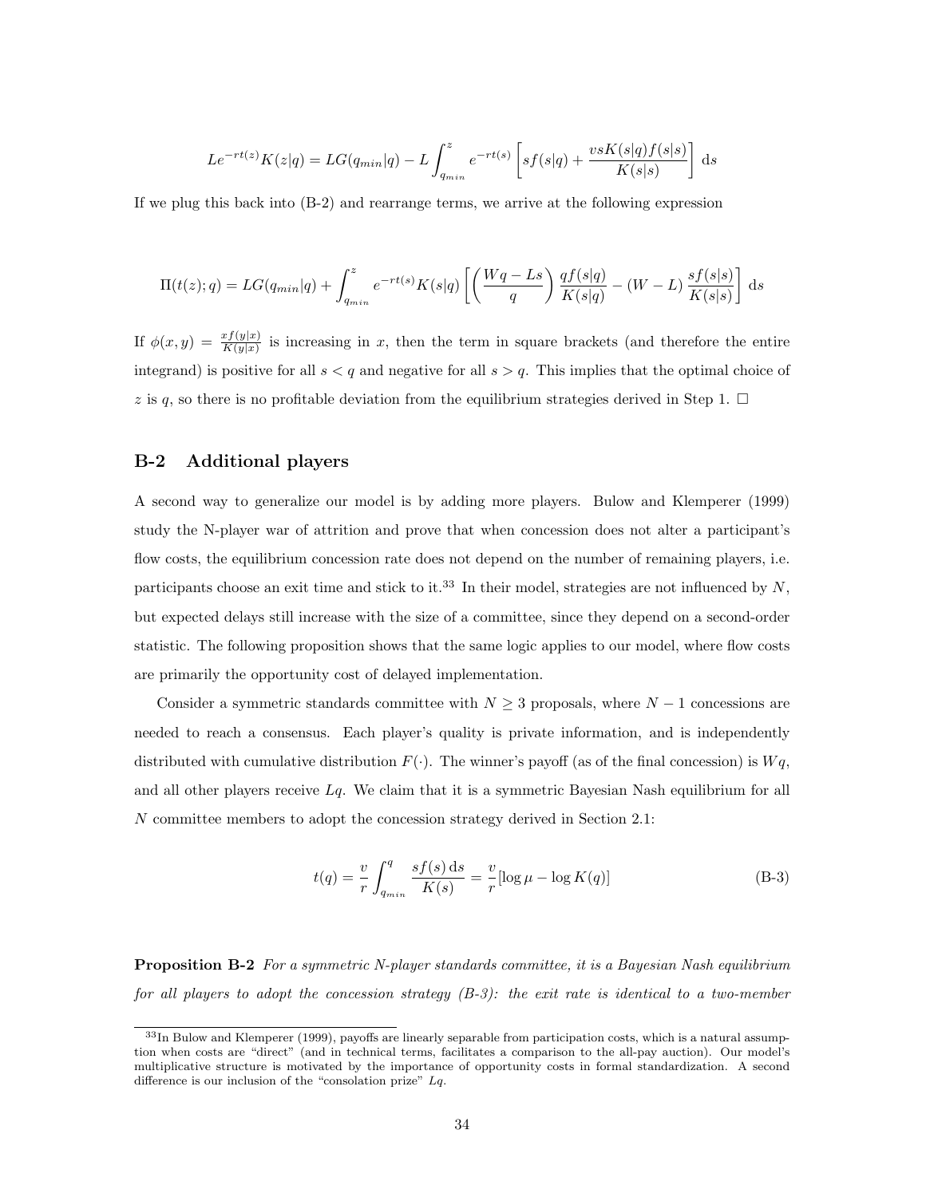$$Le^{-rt(z)}K(z|q) = LG(q_{min}|q) - L\int_{q_{min}}^{z} e^{-rt(s)}\left[sf(s|q) + \frac{vsK(s|q)f(s|s)}{K(s|s)}\right] \mathrm{d}s$$

If we plug this back into (B-2) and rearrange terms, we arrive at the following expression

$$\Pi(t(z);q) = LG(q_{min}|q) + \int_{q_{min}}^{z} e^{-rt(s)}K(s|q)\left[\left(\frac{Wq - Ls}{q}\right)\frac{qf(s|q)}{K(s|q)} - (W - L)\frac{sf(s|s)}{K(s|s)}\right] \mathrm{d}s$$

If $\phi(x,y) = \frac{xf(y|x)}{K(y|x)}$ is increasing in $x$, then the term in square brackets (and therefore the entire integrand) is positive for all $s < q$ and negative for all $s > q$. This implies that the optimal choice of $z$ is $q$, so there is no profitable deviation from the equilibrium strategies derived in Step 1. □

## B-2 Additional players

A second way to generalize our model is by adding more players. Bulow and Klemperer (1999) study the N-player war of attrition and prove that when concession does not alter a participant's flow costs, the equilibrium concession rate does not depend on the number of remaining players, i.e. participants choose an exit time and stick to it.[33] In their model, strategies are not influenced by $N$, but expected delays still increase with the size of a committee, since they depend on a second-order statistic. The following proposition shows that the same logic applies to our model, where flow costs are primarily the opportunity cost of delayed implementation.

Consider a symmetric standards committee with $N \geq 3$ proposals, where $N - 1$ concessions are needed to reach a consensus. Each player's quality is private information, and is independently distributed with cumulative distribution $F(\cdot)$. The winner's payoff (as of the final concession) is $Wq$, and all other players receive $Lq$. We claim that it is a symmetric Bayesian Nash equilibrium for all $N$ committee members to adopt the concession strategy derived in Section 2.1:

$$t(q) = \frac{v}{r}\int_{q_{min}}^{q} \frac{sf(s)\,\mathrm{d}s}{K(s)} = \frac{v}{r}[\log\mu - \log K(q)] \tag{B-3}$$

**Proposition B-2** *For a symmetric N-player standards committee, it is a Bayesian Nash equilibrium for all players to adopt the concession strategy (B-3): the exit rate is identical to a two-member*

[33] In Bulow and Klemperer (1999), payoffs are linearly separable from participation costs, which is a natural assumption when costs are "direct" (and in technical terms, facilitates a comparison to the all-pay auction). Our model's multiplicative structure is motivated by the importance of opportunity costs in formal standardization. A second difference is our inclusion of the "consolation prize" $Lq$.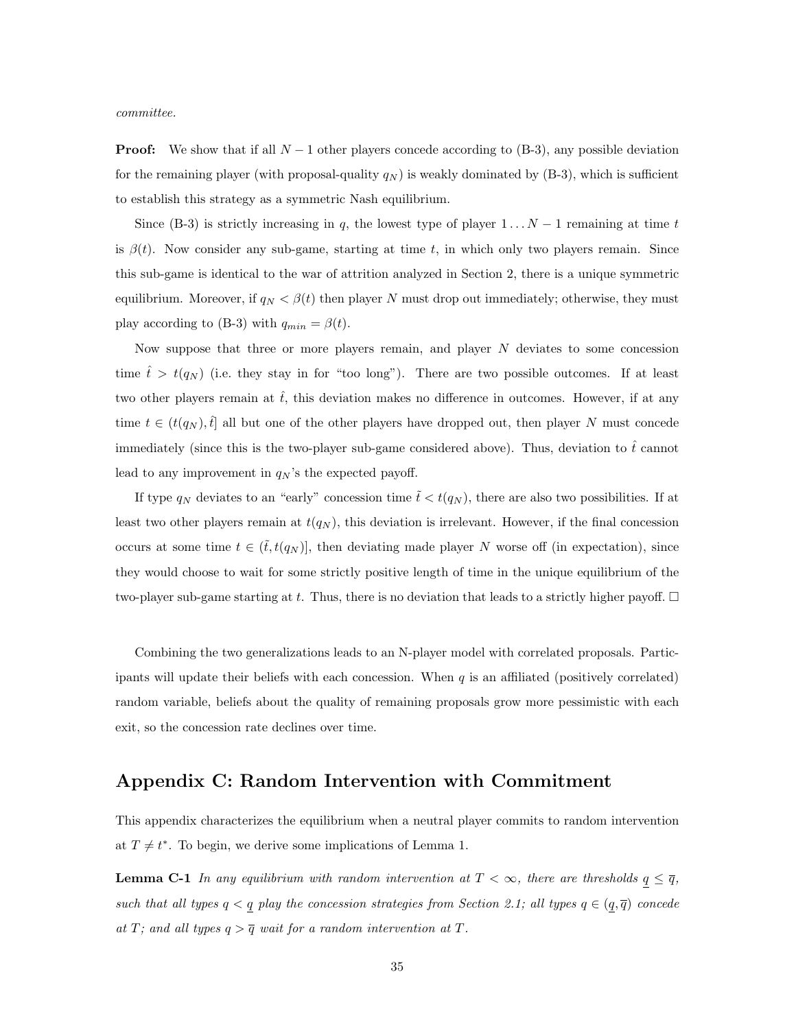*committee.*

**Proof:** We show that if all $N-1$ other players concede according to (B-3), any possible deviation for the remaining player (with proposal-quality $q_N$) is weakly dominated by (B-3), which is sufficient to establish this strategy as a symmetric Nash equilibrium.

Since (B-3) is strictly increasing in $q$, the lowest type of player $1 \ldots N-1$ remaining at time $t$ is $\beta(t)$. Now consider any sub-game, starting at time $t$, in which only two players remain. Since this sub-game is identical to the war of attrition analyzed in Section 2, there is a unique symmetric equilibrium. Moreover, if $q_N < \beta(t)$ then player $N$ must drop out immediately; otherwise, they must play according to (B-3) with $q_{min} = \beta(t)$.

Now suppose that three or more players remain, and player $N$ deviates to some concession time $\hat{t} > t(q_N)$ (i.e. they stay in for "too long"). There are two possible outcomes. If at least two other players remain at $\hat{t}$, this deviation makes no difference in outcomes. However, if at any time $t \in (t(q_N), \hat{t}]$ all but one of the other players have dropped out, then player $N$ must concede immediately (since this is the two-player sub-game considered above). Thus, deviation to $\hat{t}$ cannot lead to any improvement in $q_N$'s the expected payoff.

If type $q_N$ deviates to an "early" concession time $\tilde{t} < t(q_N)$, there are also two possibilities. If at least two other players remain at $t(q_N)$, this deviation is irrelevant. However, if the final concession occurs at some time $t \in (\tilde{t}, t(q_N)]$, then deviating made player $N$ worse off (in expectation), since they would choose to wait for some strictly positive length of time in the unique equilibrium of the two-player sub-game starting at $t$. Thus, there is no deviation that leads to a strictly higher payoff. □

Combining the two generalizations leads to an N-player model with correlated proposals. Participants will update their beliefs with each concession. When $q$ is an affiliated (positively correlated) random variable, beliefs about the quality of remaining proposals grow more pessimistic with each exit, so the concession rate declines over time.

## Appendix C: Random Intervention with Commitment

This appendix characterizes the equilibrium when a neutral player commits to random intervention at $T \neq t^*$. To begin, we derive some implications of Lemma 1.

**Lemma C-1** *In any equilibrium with random intervention at $T < \infty$, there are thresholds $\underline{q} \leq \overline{q}$, such that all types $q < \underline{q}$ play the concession strategies from Section 2.1; all types $q \in (\underline{q}, \overline{q})$ concede at $T$; and all types $q > \overline{q}$ wait for a random intervention at $T$.*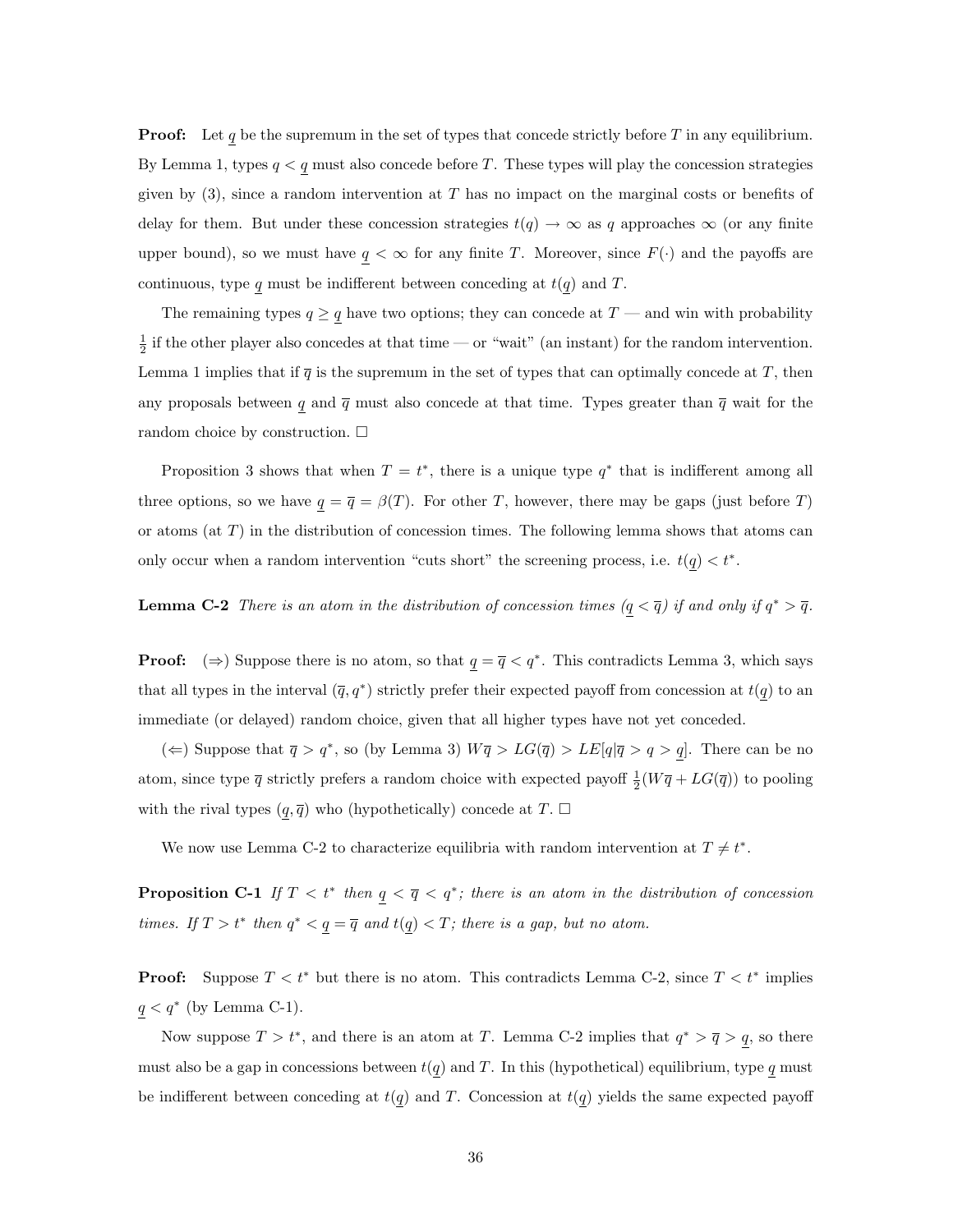**Proof:** Let $\underline{q}$ be the supremum in the set of types that concede strictly before $T$ in any equilibrium. By Lemma 1, types $q < \underline{q}$ must also concede before $T$. These types will play the concession strategies given by (3), since a random intervention at $T$ has no impact on the marginal costs or benefits of delay for them. But under these concession strategies $t(q) \to \infty$ as $q$ approaches $\infty$ (or any finite upper bound), so we must have $\underline{q} < \infty$ for any finite $T$. Moreover, since $F(\cdot)$ and the payoffs are continuous, type $\underline{q}$ must be indifferent between conceding at $t(\underline{q})$ and $T$.

The remaining types $q \geq \underline{q}$ have two options; they can concede at $T$ — and win with probability $\frac{1}{2}$ if the other player also concedes at that time — or "wait" (an instant) for the random intervention. Lemma 1 implies that if $\overline{q}$ is the supremum in the set of types that can optimally concede at $T$, then any proposals between $\underline{q}$ and $\overline{q}$ must also concede at that time. Types greater than $\overline{q}$ wait for the random choice by construction. □

Proposition 3 shows that when $T = t^*$, there is a unique type $q^*$ that is indifferent among all three options, so we have $\underline{q} = \overline{q} = \beta(T)$. For other $T$, however, there may be gaps (just before $T$) or atoms (at $T$) in the distribution of concession times. The following lemma shows that atoms can only occur when a random intervention "cuts short" the screening process, i.e. $t(\underline{q}) < t^*$.

**Lemma C-2** *There is an atom in the distribution of concession times ($\underline{q} < \overline{q}$) if and only if $q^* > \overline{q}$.*

**Proof:** (⇒) Suppose there is no atom, so that $\underline{q} = \overline{q} < q^*$. This contradicts Lemma 3, which says that all types in the interval $(\overline{q}, q^*)$ strictly prefer their expected payoff from concession at $t(\underline{q})$ to an immediate (or delayed) random choice, given that all higher types have not yet conceded.

(⇐) Suppose that $\overline{q} > q^*$, so (by Lemma 3) $W\overline{q} > LG(\overline{q}) > LE[q|\overline{q} > q > \underline{q}]$. There can be no atom, since type $\overline{q}$ strictly prefers a random choice with expected payoff $\frac{1}{2}(W\overline{q} + LG(\overline{q}))$ to pooling with the rival types $(\underline{q}, \overline{q})$ who (hypothetically) concede at $T$. □

We now use Lemma C-2 to characterize equilibria with random intervention at $T \neq t^*$.

**Proposition C-1** *If $T < t^*$ then $\underline{q} < \overline{q} < q^*$; there is an atom in the distribution of concession times. If $T > t^*$ then $q^* < \underline{q} = \overline{q}$ and $t(\underline{q}) < T$; there is a gap, but no atom.*

**Proof:** Suppose $T < t^*$ but there is no atom. This contradicts Lemma C-2, since $T < t^*$ implies $\underline{q} < q^*$ (by Lemma C-1).

Now suppose $T > t^*$, and there is an atom at $T$. Lemma C-2 implies that $q^* > \overline{q} > \underline{q}$, so there must also be a gap in concessions between $t(\underline{q})$ and $T$. In this (hypothetical) equilibrium, type $\underline{q}$ must be indifferent between conceding at $t(\underline{q})$ and $T$. Concession at $t(\underline{q})$ yields the same expected payoff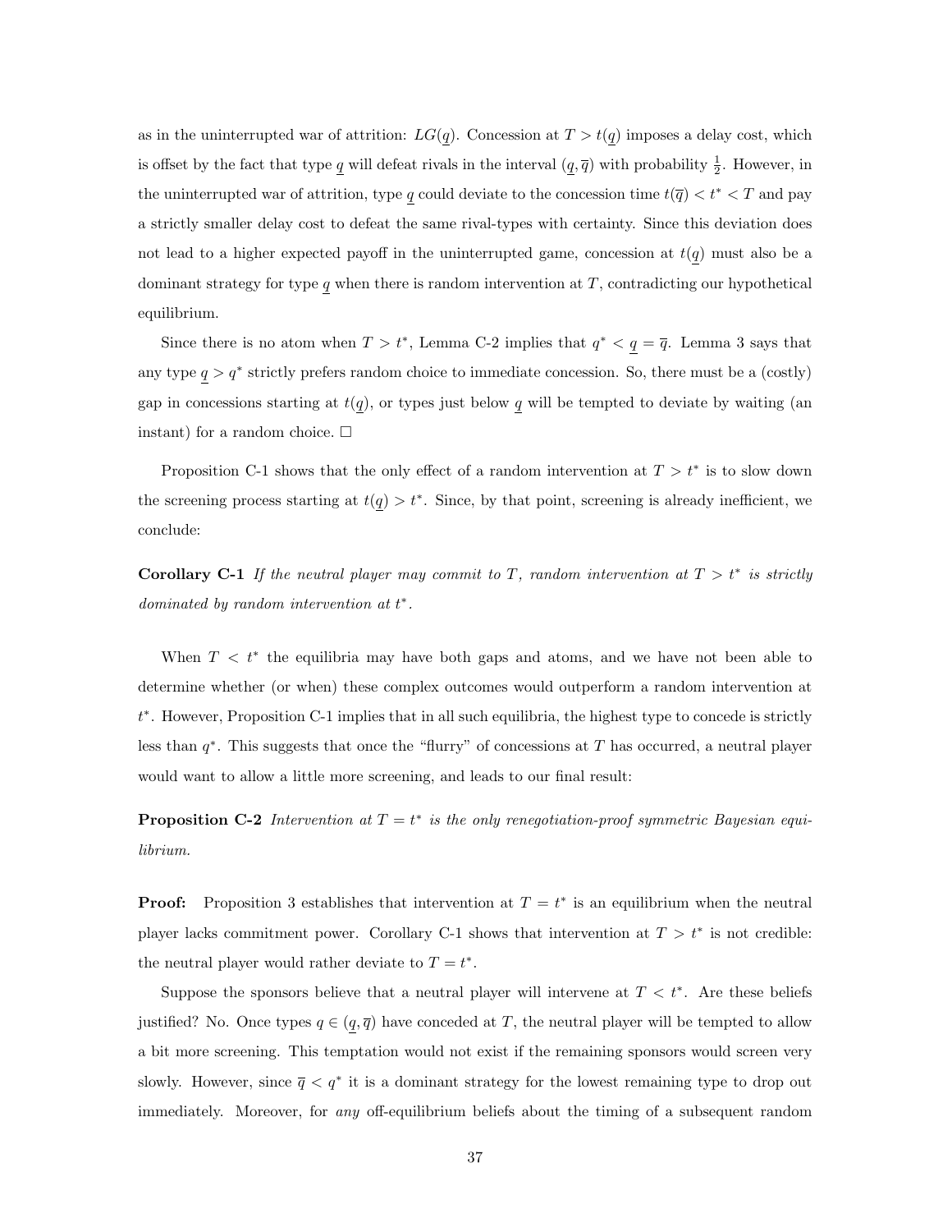as in the uninterrupted war of attrition: $LG(\underline{q})$. Concession at $T > t(\underline{q})$ imposes a delay cost, which is offset by the fact that type $\underline{q}$ will defeat rivals in the interval $(\underline{q}, \overline{q})$ with probability $\frac{1}{2}$. However, in the uninterrupted war of attrition, type $\underline{q}$ could deviate to the concession time $t(\overline{q}) < t^* < T$ and pay a strictly smaller delay cost to defeat the same rival-types with certainty. Since this deviation does not lead to a higher expected payoff in the uninterrupted game, concession at $t(\underline{q})$ must also be a dominant strategy for type $\underline{q}$ when there is random intervention at $T$, contradicting our hypothetical equilibrium.

Since there is no atom when $T > t^*$, Lemma C-2 implies that $q^* < \underline{q} = \overline{q}$. Lemma 3 says that any type $\underline{q} > q^*$ strictly prefers random choice to immediate concession. So, there must be a (costly) gap in concessions starting at $t(\underline{q})$, or types just below $\underline{q}$ will be tempted to deviate by waiting (an instant) for a random choice. □

Proposition C-1 shows that the only effect of a random intervention at $T > t^*$ is to slow down the screening process starting at $t(\underline{q}) > t^*$. Since, by that point, screening is already inefficient, we conclude:

**Corollary C-1** *If the neutral player may commit to $T$, random intervention at $T > t^*$ is strictly dominated by random intervention at $t^*$.*

When $T < t^*$ the equilibria may have both gaps and atoms, and we have not been able to determine whether (or when) these complex outcomes would outperform a random intervention at $t^*$. However, Proposition C-1 implies that in all such equilibria, the highest type to concede is strictly less than $q^*$. This suggests that once the "flurry" of concessions at $T$ has occurred, a neutral player would want to allow a little more screening, and leads to our final result:

**Proposition C-2** *Intervention at $T = t^*$ is the only renegotiation-proof symmetric Bayesian equilibrium.*

**Proof:** Proposition 3 establishes that intervention at $T = t^*$ is an equilibrium when the neutral player lacks commitment power. Corollary C-1 shows that intervention at $T > t^*$ is not credible: the neutral player would rather deviate to $T = t^*$.

Suppose the sponsors believe that a neutral player will intervene at $T < t^*$. Are these beliefs justified? No. Once types $q \in (\underline{q}, \overline{q})$ have conceded at $T$, the neutral player will be tempted to allow a bit more screening. This temptation would not exist if the remaining sponsors would screen very slowly. However, since $\overline{q} < q^*$ it is a dominant strategy for the lowest remaining type to drop out immediately. Moreover, for *any* off-equilibrium beliefs about the timing of a subsequent random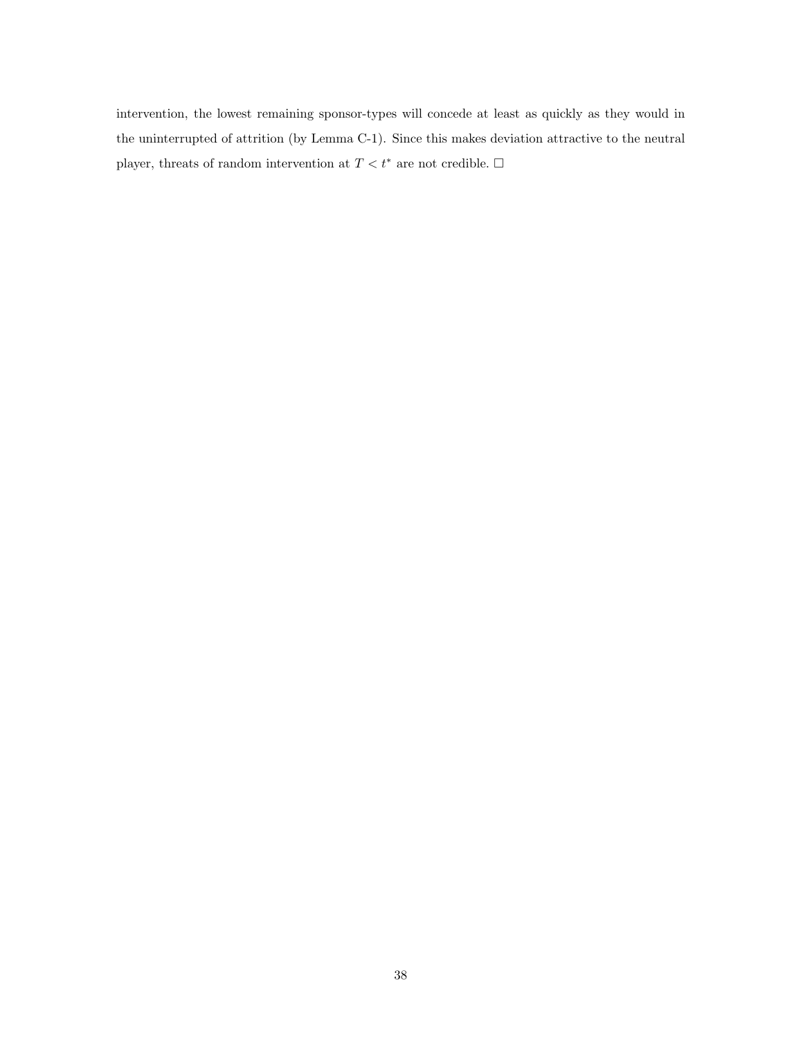intervention, the lowest remaining sponsor-types will concede at least as quickly as they would in the uninterrupted of attrition (by Lemma C-1). Since this makes deviation attractive to the neutral player, threats of random intervention at $T < t^*$ are not credible. $\square$